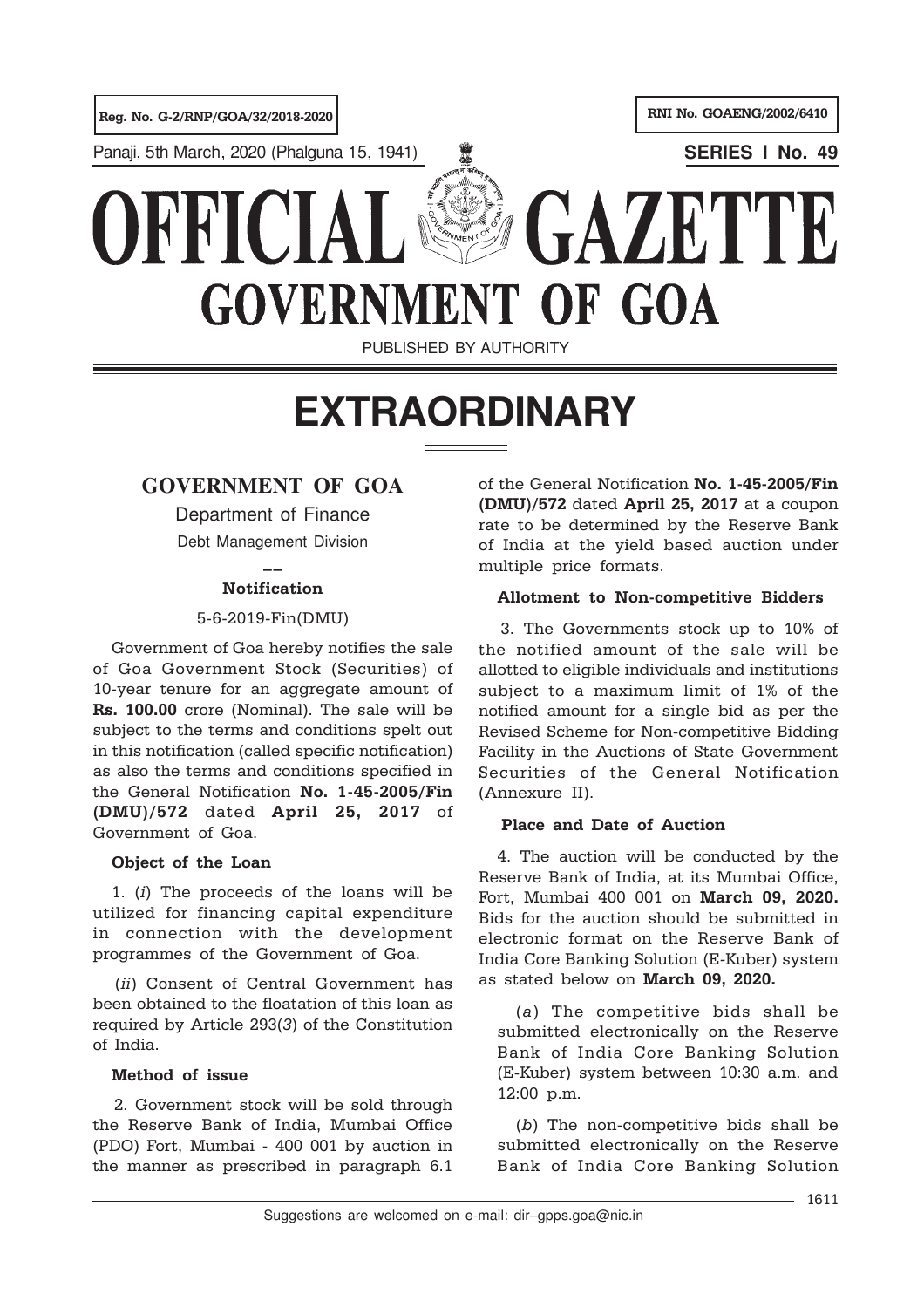Reg. No. G-2/RNP/GOA/32/2018-2020

RNI No. GOAENG/2002/6410

Panaji, 5th March, 2020 (Phalguna 15, 1941)

**SERIES I No. 49**

# OFFICIAL GAZETTE
# GOVERNMENT OF GOA

PUBLISHED BY AUTHORITY

# EXTRAORDINARY

## GOVERNMENT OF GOA

Department of Finance

Debt Management Division

—

**Notification**

5-6-2019-Fin(DMU)

Government of Goa hereby notifies the sale of Goa Government Stock (Securities) of 10-year tenure for an aggregate amount of **Rs. 100.00** crore (Nominal). The sale will be subject to the terms and conditions spelt out in this notification (called specific notification) as also the terms and conditions specified in the General Notification **No. 1-45-2005/Fin (DMU)/572** dated **April 25, 2017** of Government of Goa.

**Object of the Loan**

1. (*i*) The proceeds of the loans will be utilized for financing capital expenditure in connection with the development programmes of the Government of Goa.

(*ii*) Consent of Central Government has been obtained to the floatation of this loan as required by Article 293(*3*) of the Constitution of India.

**Method of issue**

2. Government stock will be sold through the Reserve Bank of India, Mumbai Office (PDO) Fort, Mumbai - 400 001 by auction in the manner as prescribed in paragraph 6.1 of the General Notification **No. 1-45-2005/Fin (DMU)/572** dated **April 25, 2017** at a coupon rate to be determined by the Reserve Bank of India at the yield based auction under multiple price formats.

**Allotment to Non-competitive Bidders**

3. The Governments stock up to 10% of the notified amount of the sale will be allotted to eligible individuals and institutions subject to a maximum limit of 1% of the notified amount for a single bid as per the Revised Scheme for Non-competitive Bidding Facility in the Auctions of State Government Securities of the General Notification (Annexure II).

**Place and Date of Auction**

4. The auction will be conducted by the Reserve Bank of India, at its Mumbai Office, Fort, Mumbai 400 001 on **March 09, 2020.** Bids for the auction should be submitted in electronic format on the Reserve Bank of India Core Banking Solution (E-Kuber) system as stated below on **March 09, 2020.**

(*a*) The competitive bids shall be submitted electronically on the Reserve Bank of India Core Banking Solution (E-Kuber) system between 10:30 a.m. and 12:00 p.m.

(*b*) The non-competitive bids shall be submitted electronically on the Reserve Bank of India Core Banking Solution

Suggestions are welcomed on e-mail: dir–gpps.goa@nic.in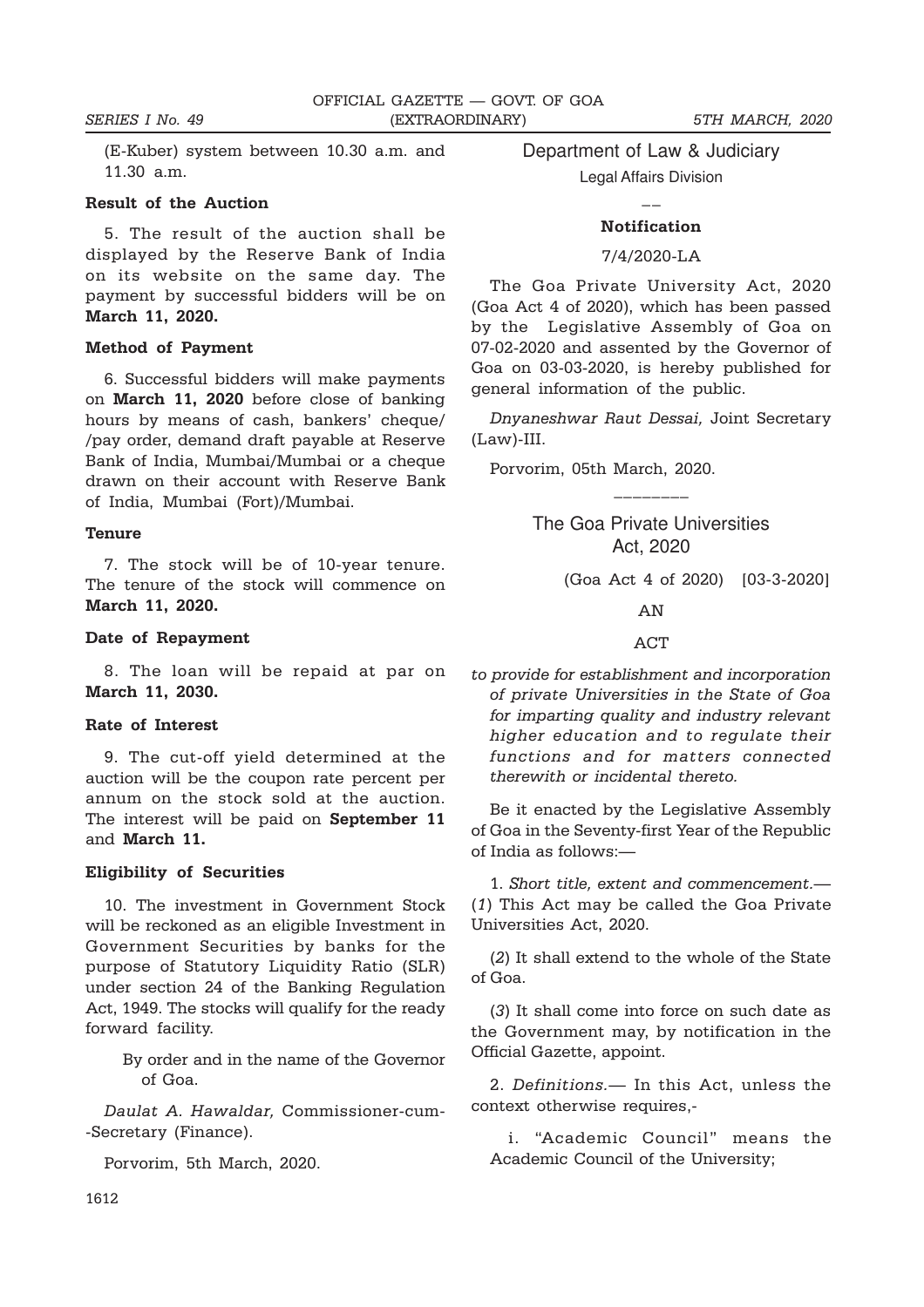(E-Kuber) system between 10.30 a.m. and 11.30 a.m.

**Result of the Auction**

5. The result of the auction shall be displayed by the Reserve Bank of India on its website on the same day. The payment by successful bidders will be on **March 11, 2020.**

**Method of Payment**

6. Successful bidders will make payments on **March 11, 2020** before close of banking hours by means of cash, bankers' cheque/ /pay order, demand draft payable at Reserve Bank of India, Mumbai/Mumbai or a cheque drawn on their account with Reserve Bank of India, Mumbai (Fort)/Mumbai.

**Tenure**

7. The stock will be of 10-year tenure. The tenure of the stock will commence on **March 11, 2020.**

**Date of Repayment**

8. The loan will be repaid at par on **March 11, 2030.**

**Rate of Interest**

9. The cut-off yield determined at the auction will be the coupon rate percent per annum on the stock sold at the auction. The interest will be paid on **September 11** and **March 11.**

**Eligibility of Securities**

10. The investment in Government Stock will be reckoned as an eligible Investment in Government Securities by banks for the purpose of Statutory Liquidity Ratio (SLR) under section 24 of the Banking Regulation Act, 1949. The stocks will qualify for the ready forward facility.

By order and in the name of the Governor of Goa.

*Daulat A. Hawaldar,* Commissioner-cum- -Secretary (Finance).

Porvorim, 5th March, 2020.

## Department of Law & Judiciary

Legal Affairs Division

——

**Notification**

7/4/2020-LA

The Goa Private University Act, 2020 (Goa Act 4 of 2020), which has been passed by the Legislative Assembly of Goa on 07-02-2020 and assented by the Governor of Goa on 03-03-2020, is hereby published for general information of the public.

*Dnyaneshwar Raut Dessai,* Joint Secretary (Law)-III.

Porvorim, 05th March, 2020.

————————

## The Goa Private Universities Act, 2020

(Goa Act 4 of 2020) [03-3-2020]

AN

ACT

*to provide for establishment and incorporation of private Universities in the State of Goa for imparting quality and industry relevant higher education and to regulate their functions and for matters connected therewith or incidental thereto.*

Be it enacted by the Legislative Assembly of Goa in the Seventy-first Year of the Republic of India as follows:—

1. *Short title, extent and commencement.*— (*1*) This Act may be called the Goa Private Universities Act, 2020.

(*2*) It shall extend to the whole of the State of Goa.

(*3*) It shall come into force on such date as the Government may, by notification in the Official Gazette, appoint.

2. *Definitions.*— In this Act, unless the context otherwise requires,-

i. "Academic Council" means the Academic Council of the University;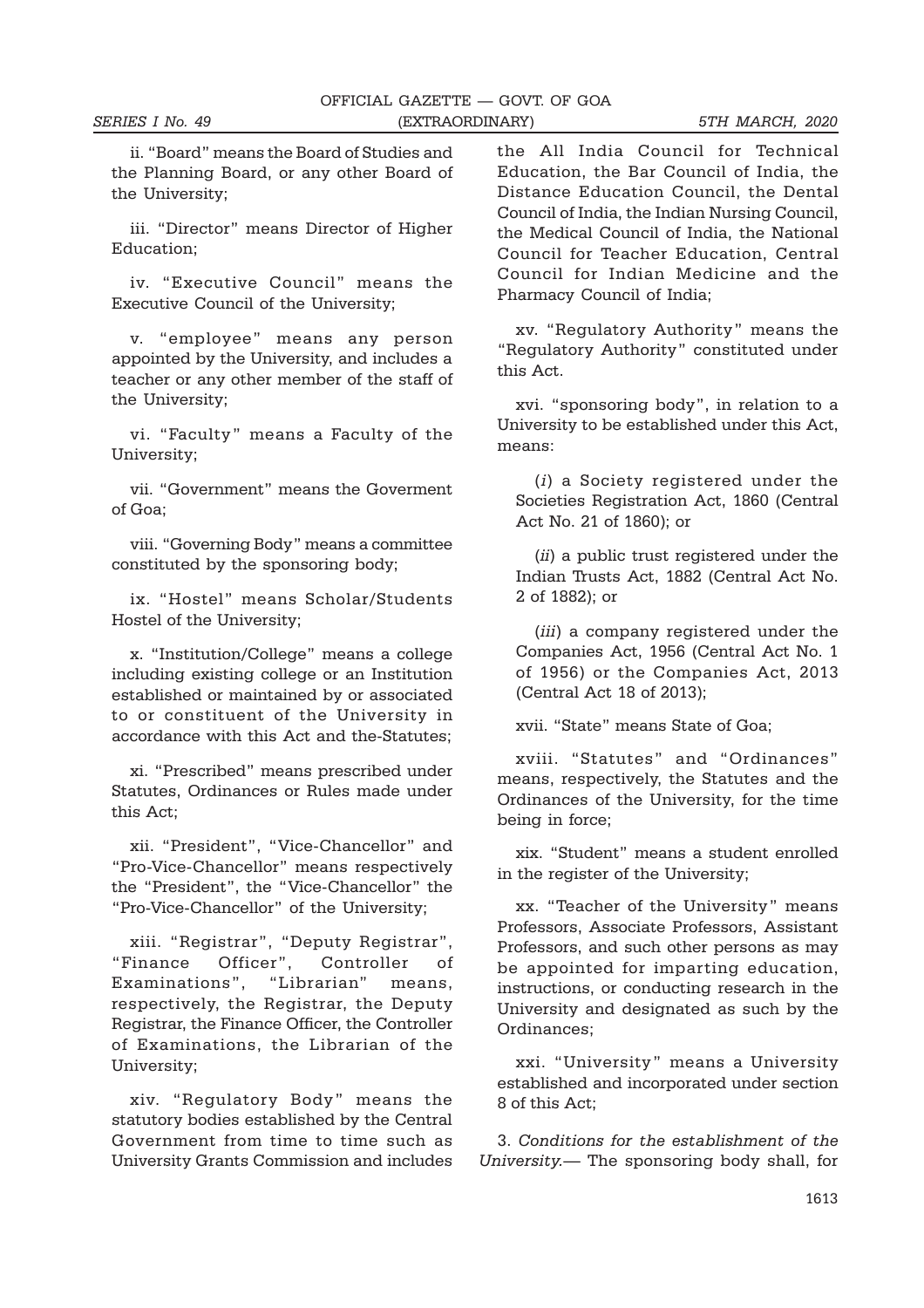ii. "Board" means the Board of Studies and the Planning Board, or any other Board of the University;

iii. "Director" means Director of Higher Education;

iv. "Executive Council" means the Executive Council of the University;

v. "employee" means any person appointed by the University, and includes a teacher or any other member of the staff of the University;

vi. "Faculty" means a Faculty of the University;

vii. "Government" means the Goverment of Goa;

viii. "Governing Body" means a committee constituted by the sponsoring body;

ix. "Hostel" means Scholar/Students Hostel of the University;

x. "Institution/College" means a college including existing college or an Institution established or maintained by or associated to or constituent of the University in accordance with this Act and the-Statutes;

xi. "Prescribed" means prescribed under Statutes, Ordinances or Rules made under this Act;

xii. "President", "Vice-Chancellor" and "Pro-Vice-Chancellor" means respectively the "President", the "Vice-Chancellor" the "Pro-Vice-Chancellor" of the University;

xiii. "Registrar", "Deputy Registrar", "Finance Officer", Controller of Examinations", "Librarian" means, respectively, the Registrar, the Deputy Registrar, the Finance Officer, the Controller of Examinations, the Librarian of the University;

xiv. "Regulatory Body" means the statutory bodies established by the Central Government from time to time such as University Grants Commission and includes the All India Council for Technical Education, the Bar Council of India, the Distance Education Council, the Dental Council of India, the Indian Nursing Council, the Medical Council of India, the National Council for Teacher Education, Central Council for Indian Medicine and the Pharmacy Council of India;

xv. "Regulatory Authority" means the "Regulatory Authority" constituted under this Act.

xvi. "sponsoring body", in relation to a University to be established under this Act, means:

(*i*) a Society registered under the Societies Registration Act, 1860 (Central Act No. 21 of 1860); or

(*ii*) a public trust registered under the Indian Trusts Act, 1882 (Central Act No. 2 of 1882); or

(*iii*) a company registered under the Companies Act, 1956 (Central Act No. 1 of 1956) or the Companies Act, 2013 (Central Act 18 of 2013);

xvii. "State" means State of Goa;

xviii. "Statutes" and "Ordinances" means, respectively, the Statutes and the Ordinances of the University, for the time being in force;

xix. "Student" means a student enrolled in the register of the University;

xx. "Teacher of the University" means Professors, Associate Professors, Assistant Professors, and such other persons as may be appointed for imparting education, instructions, or conducting research in the University and designated as such by the Ordinances;

xxi. "University" means a University established and incorporated under section 8 of this Act;

3. *Conditions for the establishment of the University.*— The sponsoring body shall, for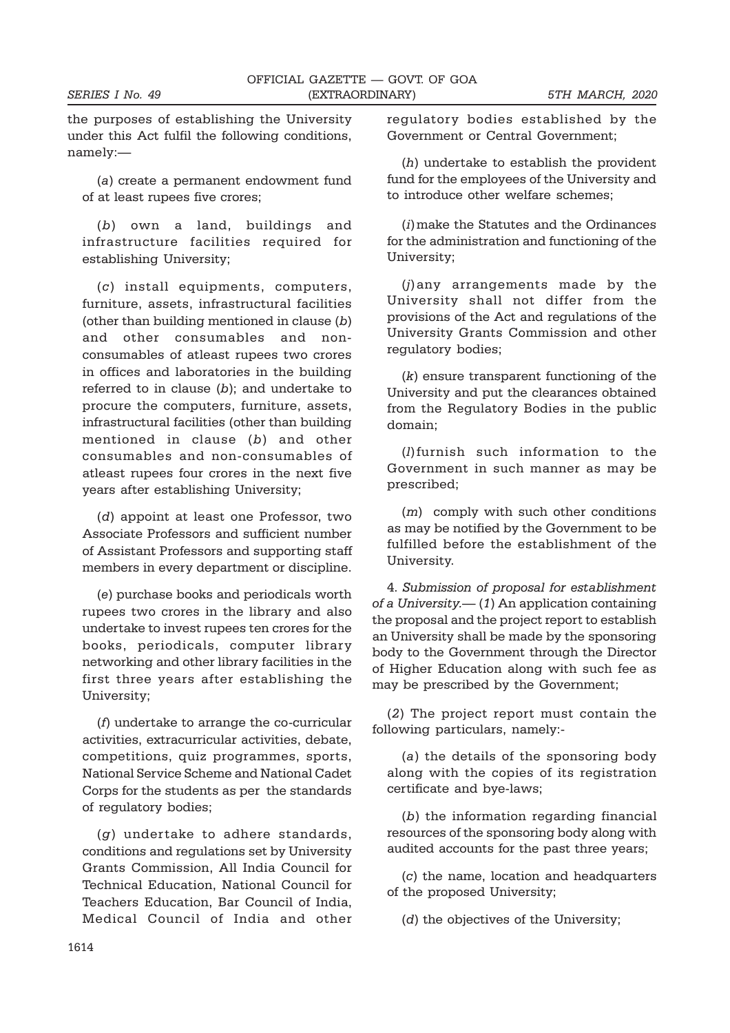the purposes of establishing the University under this Act fulfil the following conditions, namely:—

(*a*) create a permanent endowment fund of at least rupees five crores;

(*b*) own a land, buildings and infrastructure facilities required for establishing University;

(*c*) install equipments, computers, furniture, assets, infrastructural facilities (other than building mentioned in clause (*b*) and other consumables and non-consumables of atleast rupees two crores in offices and laboratories in the building referred to in clause (*b*); and undertake to procure the computers, furniture, assets, infrastructural facilities (other than building mentioned in clause (*b*) and other consumables and non-consumables of atleast rupees four crores in the next five years after establishing University;

(*d*) appoint at least one Professor, two Associate Professors and sufficient number of Assistant Professors and supporting staff members in every department or discipline.

(*e*) purchase books and periodicals worth rupees two crores in the library and also undertake to invest rupees ten crores for the books, periodicals, computer library networking and other library facilities in the first three years after establishing the University;

(*f*) undertake to arrange the co-curricular activities, extracurricular activities, debate, competitions, quiz programmes, sports, National Service Scheme and National Cadet Corps for the students as per the standards of regulatory bodies;

(*g*) undertake to adhere standards, conditions and regulations set by University Grants Commission, All India Council for Technical Education, National Council for Teachers Education, Bar Council of India, Medical Council of India and other regulatory bodies established by the Government or Central Government;

(*h*) undertake to establish the provident fund for the employees of the University and to introduce other welfare schemes;

(*i*) make the Statutes and the Ordinances for the administration and functioning of the University;

(*j*) any arrangements made by the University shall not differ from the provisions of the Act and regulations of the University Grants Commission and other regulatory bodies;

(*k*) ensure transparent functioning of the University and put the clearances obtained from the Regulatory Bodies in the public domain;

(*l*) furnish such information to the Government in such manner as may be prescribed;

(*m*) comply with such other conditions as may be notified by the Government to be fulfilled before the establishment of the University.

4. *Submission of proposal for establishment of a University*.— (*1*) An application containing the proposal and the project report to establish an University shall be made by the sponsoring body to the Government through the Director of Higher Education along with such fee as may be prescribed by the Government;

(*2*) The project report must contain the following particulars, namely:-

(*a*) the details of the sponsoring body along with the copies of its registration certificate and bye-laws;

(*b*) the information regarding financial resources of the sponsoring body along with audited accounts for the past three years;

(*c*) the name, location and headquarters of the proposed University;

(*d*) the objectives of the University;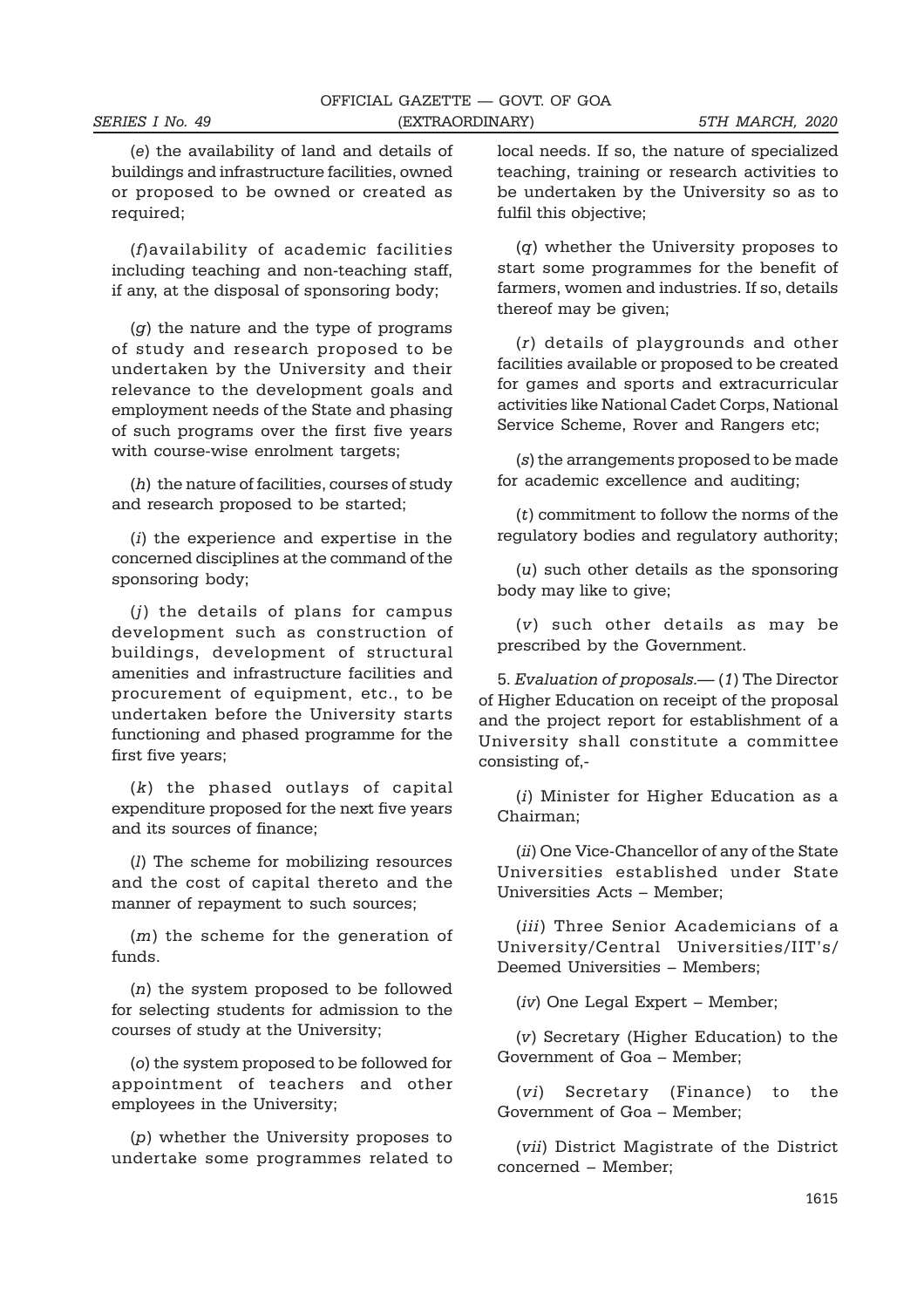(*e*) the availability of land and details of buildings and infrastructure facilities, owned or proposed to be owned or created as required;

(*f*)availability of academic facilities including teaching and non-teaching staff, if any, at the disposal of sponsoring body;

(*g*) the nature and the type of programs of study and research proposed to be undertaken by the University and their relevance to the development goals and employment needs of the State and phasing of such programs over the first five years with course-wise enrolment targets;

(*h*) the nature of facilities, courses of study and research proposed to be started;

(*i*) the experience and expertise in the concerned disciplines at the command of the sponsoring body;

(*j*) the details of plans for campus development such as construction of buildings, development of structural amenities and infrastructure facilities and procurement of equipment, etc., to be undertaken before the University starts functioning and phased programme for the first five years;

(*k*) the phased outlays of capital expenditure proposed for the next five years and its sources of finance;

(*l*) The scheme for mobilizing resources and the cost of capital thereto and the manner of repayment to such sources;

(*m*) the scheme for the generation of funds.

(*n*) the system proposed to be followed for selecting students for admission to the courses of study at the University;

(*o*) the system proposed to be followed for appointment of teachers and other employees in the University;

(*p*) whether the University proposes to undertake some programmes related to local needs. If so, the nature of specialized teaching, training or research activities to be undertaken by the University so as to fulfil this objective;

(*q*) whether the University proposes to start some programmes for the benefit of farmers, women and industries. If so, details thereof may be given;

(*r*) details of playgrounds and other facilities available or proposed to be created for games and sports and extracurricular activities like National Cadet Corps, National Service Scheme, Rover and Rangers etc;

(*s*) the arrangements proposed to be made for academic excellence and auditing;

(*t*) commitment to follow the norms of the regulatory bodies and regulatory authority;

(*u*) such other details as the sponsoring body may like to give;

(*v*) such other details as may be prescribed by the Government.

5. *Evaluation of proposals.*— (*1*) The Director of Higher Education on receipt of the proposal and the project report for establishment of a University shall constitute a committee consisting of,-

(*i*) Minister for Higher Education as a Chairman;

(*ii*) One Vice-Chancellor of any of the State Universities established under State Universities Acts – Member;

(*iii*) Three Senior Academicians of a University/Central Universities/IIT's/ Deemed Universities – Members;

(*iv*) One Legal Expert – Member;

(*v*) Secretary (Higher Education) to the Government of Goa – Member;

(*vi*) Secretary (Finance) to the Government of Goa – Member;

(*vii*) District Magistrate of the District concerned – Member;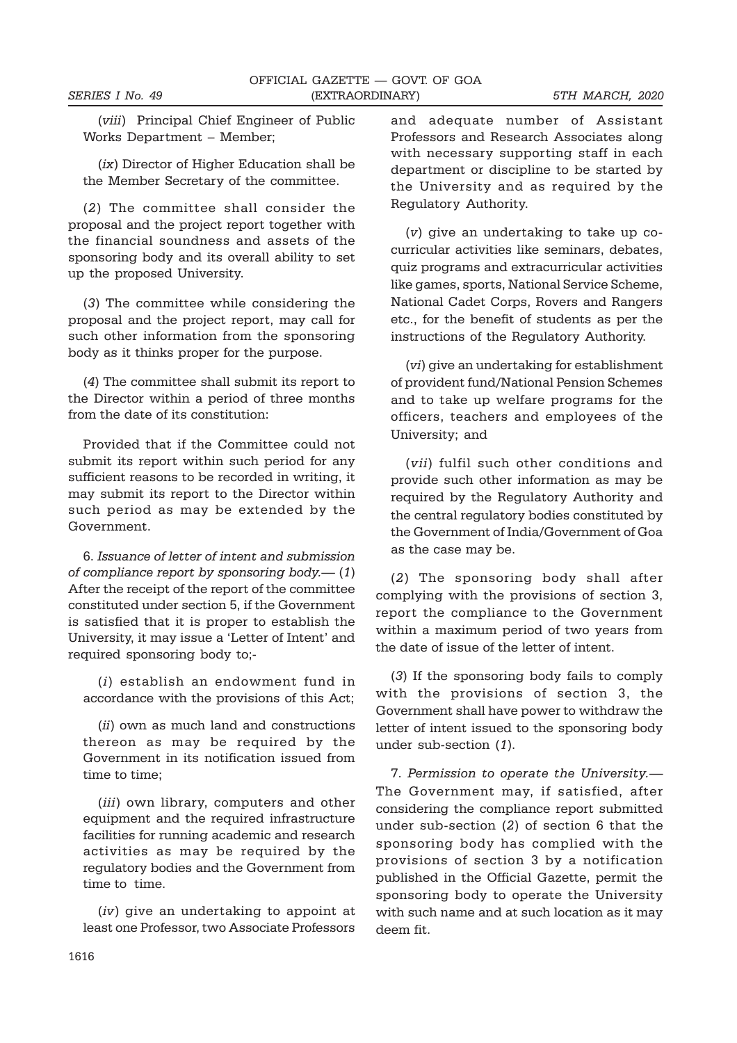(*viii*) Principal Chief Engineer of Public Works Department – Member;

(*ix*) Director of Higher Education shall be the Member Secretary of the committee.

(*2*) The committee shall consider the proposal and the project report together with the financial soundness and assets of the sponsoring body and its overall ability to set up the proposed University.

(*3*) The committee while considering the proposal and the project report, may call for such other information from the sponsoring body as it thinks proper for the purpose.

(*4*) The committee shall submit its report to the Director within a period of three months from the date of its constitution:

Provided that if the Committee could not submit its report within such period for any sufficient reasons to be recorded in writing, it may submit its report to the Director within such period as may be extended by the Government.

6. *Issuance of letter of intent and submission of compliance report by sponsoring body.*— (*1*) After the receipt of the report of the committee constituted under section 5, if the Government is satisfied that it is proper to establish the University, it may issue a 'Letter of Intent' and required sponsoring body to;-

(*i*) establish an endowment fund in accordance with the provisions of this Act;

(*ii*) own as much land and constructions thereon as may be required by the Government in its notification issued from time to time;

(*iii*) own library, computers and other equipment and the required infrastructure facilities for running academic and research activities as may be required by the regulatory bodies and the Government from time to time.

(*iv*) give an undertaking to appoint at least one Professor, two Associate Professors and adequate number of Assistant Professors and Research Associates along with necessary supporting staff in each department or discipline to be started by the University and as required by the Regulatory Authority.

(*v*) give an undertaking to take up co-curricular activities like seminars, debates, quiz programs and extracurricular activities like games, sports, National Service Scheme, National Cadet Corps, Rovers and Rangers etc., for the benefit of students as per the instructions of the Regulatory Authority.

(*vi*) give an undertaking for establishment of provident fund/National Pension Schemes and to take up welfare programs for the officers, teachers and employees of the University; and

(*vii*) fulfil such other conditions and provide such other information as may be required by the Regulatory Authority and the central regulatory bodies constituted by the Government of India/Government of Goa as the case may be.

(*2*) The sponsoring body shall after complying with the provisions of section 3, report the compliance to the Government within a maximum period of two years from the date of issue of the letter of intent.

(*3*) If the sponsoring body fails to comply with the provisions of section 3, the Government shall have power to withdraw the letter of intent issued to the sponsoring body under sub-section (*1*).

7. *Permission to operate the University.*— The Government may, if satisfied, after considering the compliance report submitted under sub-section (*2*) of section 6 that the sponsoring body has complied with the provisions of section 3 by a notification published in the Official Gazette, permit the sponsoring body to operate the University with such name and at such location as it may deem fit.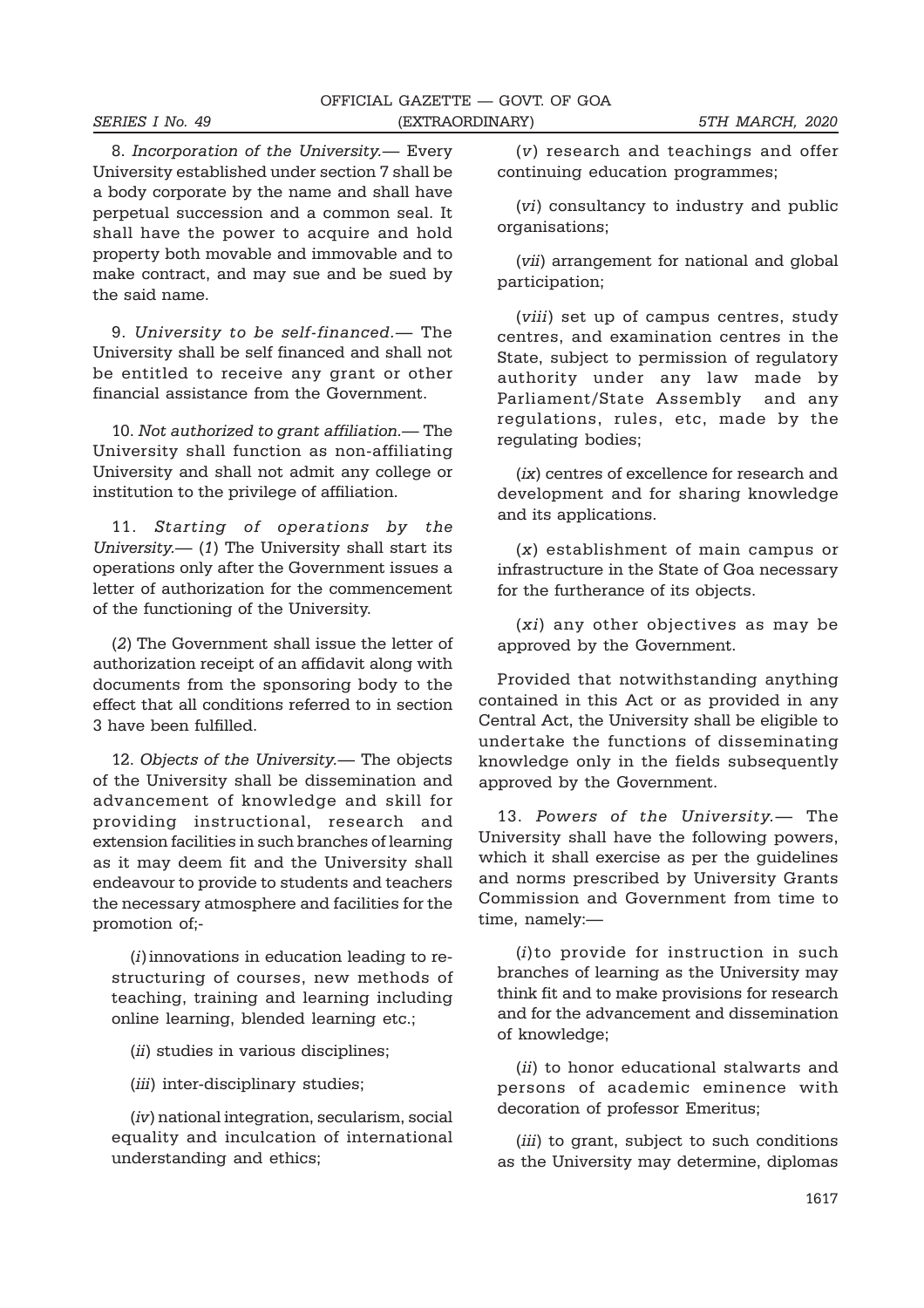8. *Incorporation of the University.*— Every University established under section 7 shall be a body corporate by the name and shall have perpetual succession and a common seal. It shall have the power to acquire and hold property both movable and immovable and to make contract, and may sue and be sued by the said name.

9. *University to be self-financed.*— The University shall be self financed and shall not be entitled to receive any grant or other financial assistance from the Government.

10. *Not authorized to grant affiliation.*— The University shall function as non-affiliating University and shall not admit any college or institution to the privilege of affiliation.

11. *Starting of operations by the University.*— (*1*) The University shall start its operations only after the Government issues a letter of authorization for the commencement of the functioning of the University.

(*2*) The Government shall issue the letter of authorization receipt of an affidavit along with documents from the sponsoring body to the effect that all conditions referred to in section 3 have been fulfilled.

12. *Objects of the University.*— The objects of the University shall be dissemination and advancement of knowledge and skill for providing instructional, research and extension facilities in such branches of learning as it may deem fit and the University shall endeavour to provide to students and teachers the necessary atmosphere and facilities for the promotion of;-

(*i*) innovations in education leading to re-structuring of courses, new methods of teaching, training and learning including online learning, blended learning etc.;

(*ii*) studies in various disciplines;

(*iii*) inter-disciplinary studies;

(*iv*) national integration, secularism, social equality and inculcation of international understanding and ethics;

(*v*) research and teachings and offer continuing education programmes;

(*vi*) consultancy to industry and public organisations;

(*vii*) arrangement for national and global participation;

(*viii*) set up of campus centres, study centres, and examination centres in the State, subject to permission of regulatory authority under any law made by Parliament/State Assembly and any regulations, rules, etc, made by the regulating bodies;

(*ix*) centres of excellence for research and development and for sharing knowledge and its applications.

(*x*) establishment of main campus or infrastructure in the State of Goa necessary for the furtherance of its objects.

(*xi*) any other objectives as may be approved by the Government.

Provided that notwithstanding anything contained in this Act or as provided in any Central Act, the University shall be eligible to undertake the functions of disseminating knowledge only in the fields subsequently approved by the Government.

13. *Powers of the University.*— The University shall have the following powers, which it shall exercise as per the guidelines and norms prescribed by University Grants Commission and Government from time to time, namely:—

(*i*) to provide for instruction in such branches of learning as the University may think fit and to make provisions for research and for the advancement and dissemination of knowledge;

(*ii*) to honor educational stalwarts and persons of academic eminence with decoration of professor Emeritus;

(*iii*) to grant, subject to such conditions as the University may determine, diplomas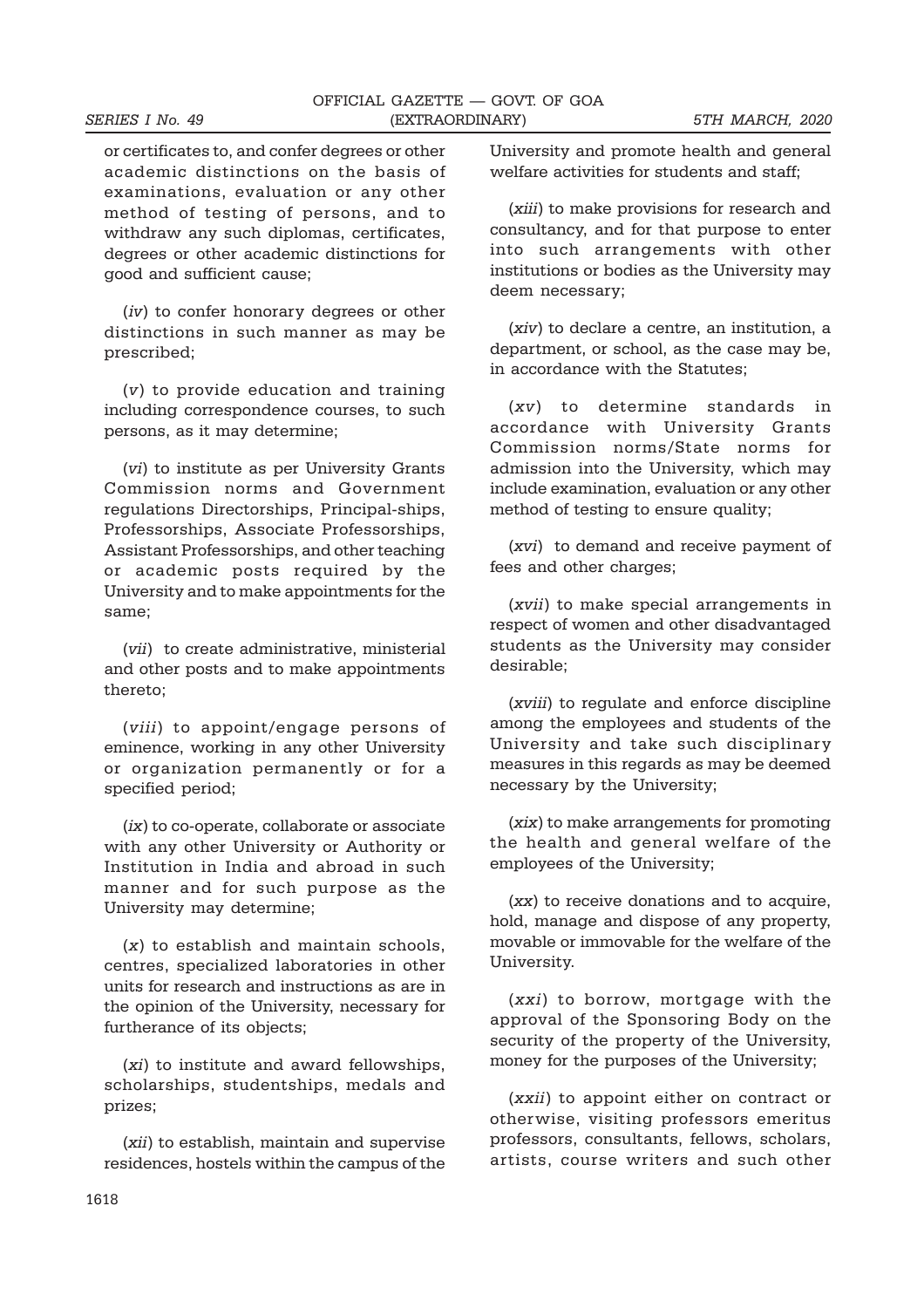or certificates to, and confer degrees or other academic distinctions on the basis of examinations, evaluation or any other method of testing of persons, and to withdraw any such diplomas, certificates, degrees or other academic distinctions for good and sufficient cause;

(*iv*) to confer honorary degrees or other distinctions in such manner as may be prescribed;

(*v*) to provide education and training including correspondence courses, to such persons, as it may determine;

(*vi*) to institute as per University Grants Commission norms and Government regulations Directorships, Principal-ships, Professorships, Associate Professorships, Assistant Professorships, and other teaching or academic posts required by the University and to make appointments for the same;

(*vii*) to create administrative, ministerial and other posts and to make appointments thereto;

(*viii*) to appoint/engage persons of eminence, working in any other University or organization permanently or for a specified period;

(*ix*) to co-operate, collaborate or associate with any other University or Authority or Institution in India and abroad in such manner and for such purpose as the University may determine;

(*x*) to establish and maintain schools, centres, specialized laboratories in other units for research and instructions as are in the opinion of the University, necessary for furtherance of its objects;

(*xi*) to institute and award fellowships, scholarships, studentships, medals and prizes;

(*xii*) to establish, maintain and supervise residences, hostels within the campus of the University and promote health and general welfare activities for students and staff;

(*xiii*) to make provisions for research and consultancy, and for that purpose to enter into such arrangements with other institutions or bodies as the University may deem necessary;

(*xiv*) to declare a centre, an institution, a department, or school, as the case may be, in accordance with the Statutes;

(*xv*) to determine standards in accordance with University Grants Commission norms/State norms for admission into the University, which may include examination, evaluation or any other method of testing to ensure quality;

(*xvi*) to demand and receive payment of fees and other charges;

(*xvii*) to make special arrangements in respect of women and other disadvantaged students as the University may consider desirable;

(*xviii*) to regulate and enforce discipline among the employees and students of the University and take such disciplinary measures in this regards as may be deemed necessary by the University;

(*xix*) to make arrangements for promoting the health and general welfare of the employees of the University;

(*xx*) to receive donations and to acquire, hold, manage and dispose of any property, movable or immovable for the welfare of the University.

(*xxi*) to borrow, mortgage with the approval of the Sponsoring Body on the security of the property of the University, money for the purposes of the University;

(*xxii*) to appoint either on contract or otherwise, visiting professors emeritus professors, consultants, fellows, scholars, artists, course writers and such other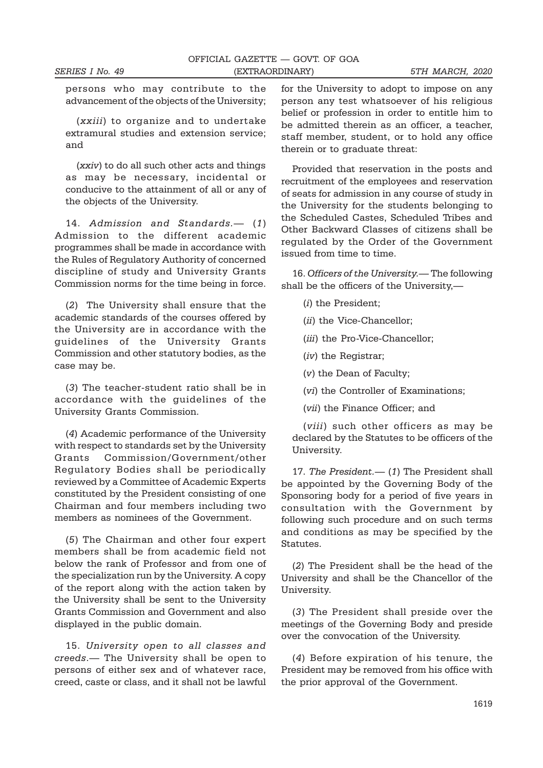persons who may contribute to the advancement of the objects of the University;

(*xxiii*) to organize and to undertake extramural studies and extension service; and

(*xxiv*) to do all such other acts and things as may be necessary, incidental or conducive to the attainment of all or any of the objects of the University.

14. *Admission and Standards*.— (*1*) Admission to the different academic programmes shall be made in accordance with the Rules of Regulatory Authority of concerned discipline of study and University Grants Commission norms for the time being in force.

(*2*) The University shall ensure that the academic standards of the courses offered by the University are in accordance with the guidelines of the University Grants Commission and other statutory bodies, as the case may be.

(*3*) The teacher-student ratio shall be in accordance with the guidelines of the University Grants Commission.

(*4*) Academic performance of the University with respect to standards set by the University Grants Commission/Government/other Regulatory Bodies shall be periodically reviewed by a Committee of Academic Experts constituted by the President consisting of one Chairman and four members including two members as nominees of the Government.

(*5*) The Chairman and other four expert members shall be from academic field not below the rank of Professor and from one of the specialization run by the University. A copy of the report along with the action taken by the University shall be sent to the University Grants Commission and Government and also displayed in the public domain.

15. *University open to all classes and creeds*.— The University shall be open to persons of either sex and of whatever race, creed, caste or class, and it shall not be lawful for the University to adopt to impose on any person any test whatsoever of his religious belief or profession in order to entitle him to be admitted therein as an officer, a teacher, staff member, student, or to hold any office therein or to graduate threat:

Provided that reservation in the posts and recruitment of the employees and reservation of seats for admission in any course of study in the University for the students belonging to the Scheduled Castes, Scheduled Tribes and Other Backward Classes of citizens shall be regulated by the Order of the Government issued from time to time.

16. *Officers of the University*.— The following shall be the officers of the University,—

(*i*) the President;

(*ii*) the Vice-Chancellor;

(*iii*) the Pro-Vice-Chancellor;

(*iv*) the Registrar;

(*v*) the Dean of Faculty;

(*vi*) the Controller of Examinations;

(*vii*) the Finance Officer; and

(*viii*) such other officers as may be declared by the Statutes to be officers of the University.

17. *The President*.— (*1*) The President shall be appointed by the Governing Body of the Sponsoring body for a period of five years in consultation with the Government by following such procedure and on such terms and conditions as may be specified by the Statutes.

(*2*) The President shall be the head of the University and shall be the Chancellor of the University.

(*3*) The President shall preside over the meetings of the Governing Body and preside over the convocation of the University.

(*4*) Before expiration of his tenure, the President may be removed from his office with the prior approval of the Government.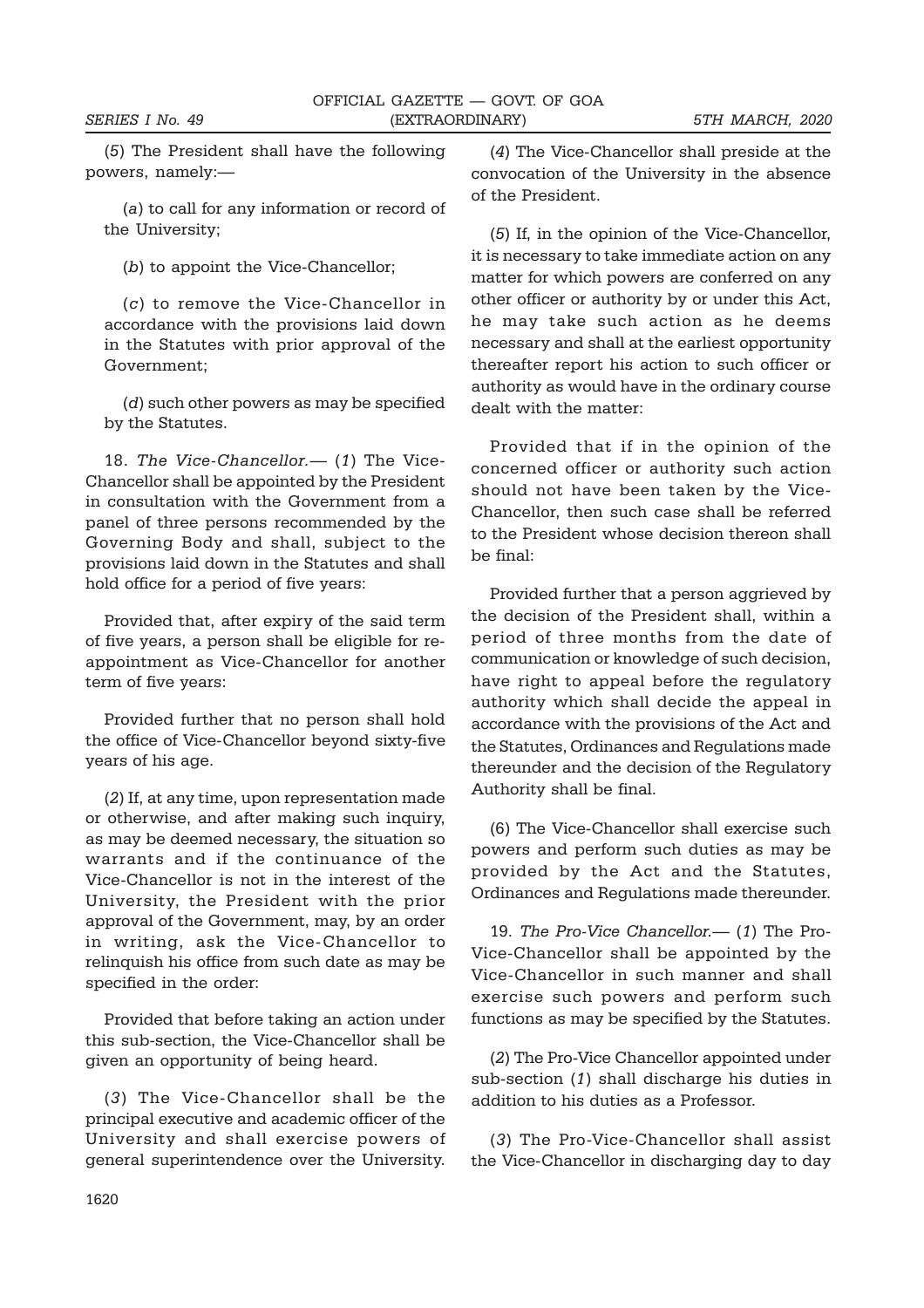(*5*) The President shall have the following powers, namely:—

(*a*) to call for any information or record of the University;

(*b*) to appoint the Vice-Chancellor;

(*c*) to remove the Vice-Chancellor in accordance with the provisions laid down in the Statutes with prior approval of the Government;

(*d*) such other powers as may be specified by the Statutes.

18. *The Vice-Chancellor.*— (*1*) The Vice-Chancellor shall be appointed by the President in consultation with the Government from a panel of three persons recommended by the Governing Body and shall, subject to the provisions laid down in the Statutes and shall hold office for a period of five years:

Provided that, after expiry of the said term of five years, a person shall be eligible for re-appointment as Vice-Chancellor for another term of five years:

Provided further that no person shall hold the office of Vice-Chancellor beyond sixty-five years of his age.

(*2*) If, at any time, upon representation made or otherwise, and after making such inquiry, as may be deemed necessary, the situation so warrants and if the continuance of the Vice-Chancellor is not in the interest of the University, the President with the prior approval of the Government, may, by an order in writing, ask the Vice-Chancellor to relinquish his office from such date as may be specified in the order:

Provided that before taking an action under this sub-section, the Vice-Chancellor shall be given an opportunity of being heard.

(*3*) The Vice-Chancellor shall be the principal executive and academic officer of the University and shall exercise powers of general superintendence over the University.

(*4*) The Vice-Chancellor shall preside at the convocation of the University in the absence of the President.

(*5*) If, in the opinion of the Vice-Chancellor, it is necessary to take immediate action on any matter for which powers are conferred on any other officer or authority by or under this Act, he may take such action as he deems necessary and shall at the earliest opportunity thereafter report his action to such officer or authority as would have in the ordinary course dealt with the matter:

Provided that if in the opinion of the concerned officer or authority such action should not have been taken by the Vice-Chancellor, then such case shall be referred to the President whose decision thereon shall be final:

Provided further that a person aggrieved by the decision of the President shall, within a period of three months from the date of communication or knowledge of such decision, have right to appeal before the regulatory authority which shall decide the appeal in accordance with the provisions of the Act and the Statutes, Ordinances and Regulations made thereunder and the decision of the Regulatory Authority shall be final.

(*6*) The Vice-Chancellor shall exercise such powers and perform such duties as may be provided by the Act and the Statutes, Ordinances and Regulations made thereunder.

19. *The Pro-Vice Chancellor.*— (*1*) The Pro-Vice-Chancellor shall be appointed by the Vice-Chancellor in such manner and shall exercise such powers and perform such functions as may be specified by the Statutes.

(*2*) The Pro-Vice Chancellor appointed under sub-section (*1*) shall discharge his duties in addition to his duties as a Professor.

(*3*) The Pro-Vice-Chancellor shall assist the Vice-Chancellor in discharging day to day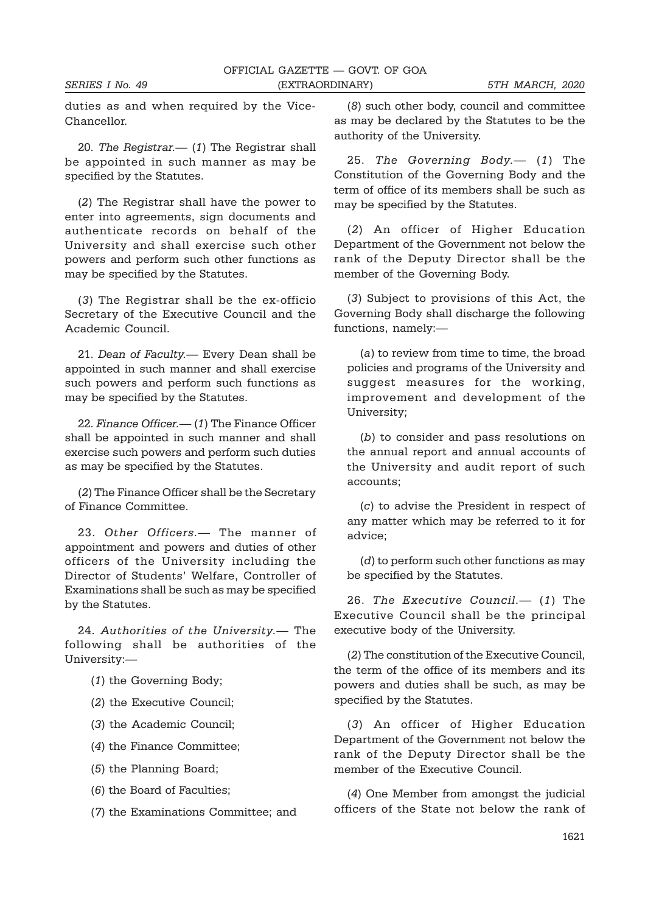duties as and when required by the Vice-Chancellor.

20. *The Registrar.*— (*1*) The Registrar shall be appointed in such manner as may be specified by the Statutes.

(*2*) The Registrar shall have the power to enter into agreements, sign documents and authenticate records on behalf of the University and shall exercise such other powers and perform such other functions as may be specified by the Statutes.

(*3*) The Registrar shall be the ex-officio Secretary of the Executive Council and the Academic Council.

21. *Dean of Faculty.*— Every Dean shall be appointed in such manner and shall exercise such powers and perform such functions as may be specified by the Statutes.

22. *Finance Officer.*— (*1*) The Finance Officer shall be appointed in such manner and shall exercise such powers and perform such duties as may be specified by the Statutes.

(*2*) The Finance Officer shall be the Secretary of Finance Committee.

23. *Other Officers.*— The manner of appointment and powers and duties of other officers of the University including the Director of Students' Welfare, Controller of Examinations shall be such as may be specified by the Statutes.

24. *Authorities of the University.*— The following shall be authorities of the University:—

(*1*) the Governing Body;

(*2*) the Executive Council;

(*3*) the Academic Council;

(*4*) the Finance Committee;

(*5*) the Planning Board;

(*6*) the Board of Faculties;

(*7*) the Examinations Committee; and

(*8*) such other body, council and committee as may be declared by the Statutes to be the authority of the University.

25. *The Governing Body.*— (*1*) The Constitution of the Governing Body and the term of office of its members shall be such as may be specified by the Statutes.

(*2*) An officer of Higher Education Department of the Government not below the rank of the Deputy Director shall be the member of the Governing Body.

(*3*) Subject to provisions of this Act, the Governing Body shall discharge the following functions, namely:—

(*a*) to review from time to time, the broad policies and programs of the University and suggest measures for the working, improvement and development of the University;

(*b*) to consider and pass resolutions on the annual report and annual accounts of the University and audit report of such accounts;

(*c*) to advise the President in respect of any matter which may be referred to it for advice;

(*d*) to perform such other functions as may be specified by the Statutes.

26. *The Executive Council.*— (*1*) The Executive Council shall be the principal executive body of the University.

(*2*) The constitution of the Executive Council, the term of the office of its members and its powers and duties shall be such, as may be specified by the Statutes.

(*3*) An officer of Higher Education Department of the Government not below the rank of the Deputy Director shall be the member of the Executive Council.

(*4*) One Member from amongst the judicial officers of the State not below the rank of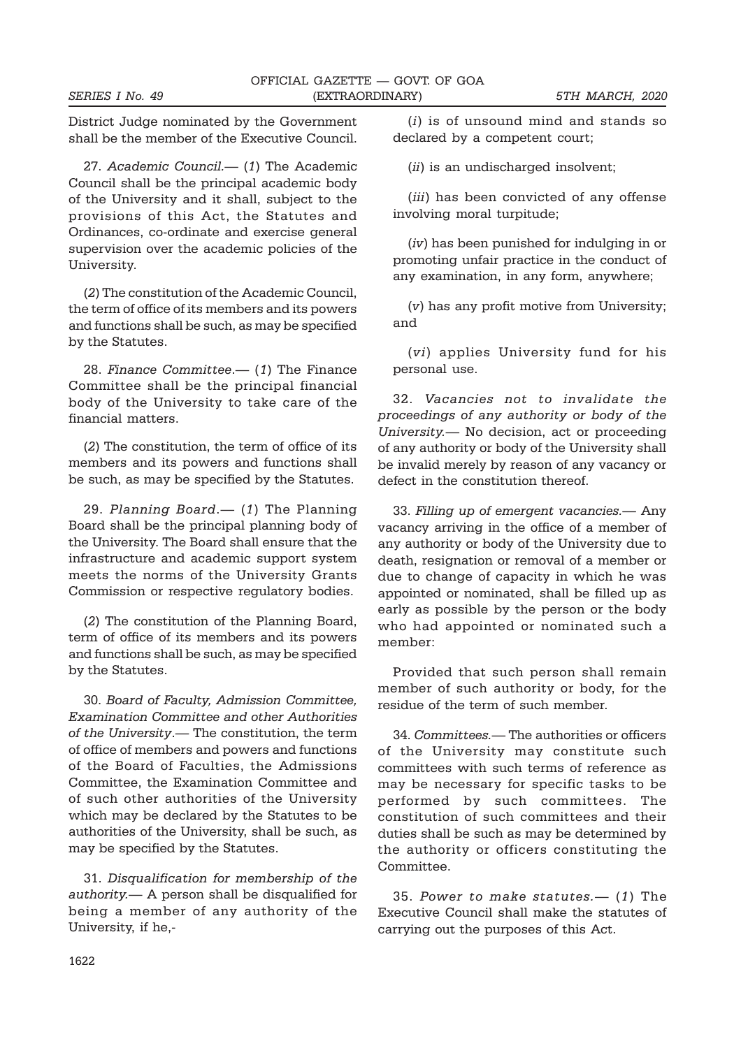District Judge nominated by the Government shall be the member of the Executive Council.

27. *Academic Council.*— (*1*) The Academic Council shall be the principal academic body of the University and it shall, subject to the provisions of this Act, the Statutes and Ordinances, co-ordinate and exercise general supervision over the academic policies of the University.

(*2*) The constitution of the Academic Council, the term of office of its members and its powers and functions shall be such, as may be specified by the Statutes.

28. *Finance Committee*.— (*1*) The Finance Committee shall be the principal financial body of the University to take care of the financial matters.

(*2*) The constitution, the term of office of its members and its powers and functions shall be such, as may be specified by the Statutes.

29. *Planning Board*.— (*1*) The Planning Board shall be the principal planning body of the University. The Board shall ensure that the infrastructure and academic support system meets the norms of the University Grants Commission or respective regulatory bodies.

(*2*) The constitution of the Planning Board, term of office of its members and its powers and functions shall be such, as may be specified by the Statutes.

30. *Board of Faculty, Admission Committee, Examination Committee and other Authorities of the University*.— The constitution, the term of office of members and powers and functions of the Board of Faculties, the Admissions Committee, the Examination Committee and of such other authorities of the University which may be declared by the Statutes to be authorities of the University, shall be such, as may be specified by the Statutes.

31. *Disqualification for membership of the authority.*— A person shall be disqualified for being a member of any authority of the University, if he,-

(*i*) is of unsound mind and stands so declared by a competent court;

(*ii*) is an undischarged insolvent;

(*iii*) has been convicted of any offense involving moral turpitude;

(*iv*) has been punished for indulging in or promoting unfair practice in the conduct of any examination, in any form, anywhere;

(*v*) has any profit motive from University; and

(*vi*) applies University fund for his personal use.

32. *Vacancies not to invalidate the proceedings of any authority or body of the University.*— No decision, act or proceeding of any authority or body of the University shall be invalid merely by reason of any vacancy or defect in the constitution thereof.

33. *Filling up of emergent vacancies.*— Any vacancy arriving in the office of a member of any authority or body of the University due to death, resignation or removal of a member or due to change of capacity in which he was appointed or nominated, shall be filled up as early as possible by the person or the body who had appointed or nominated such a member:

Provided that such person shall remain member of such authority or body, for the residue of the term of such member.

34. *Committees.*— The authorities or officers of the University may constitute such committees with such terms of reference as may be necessary for specific tasks to be performed by such committees. The constitution of such committees and their duties shall be such as may be determined by the authority or officers constituting the Committee.

35. *Power to make statutes.*— (*1*) The Executive Council shall make the statutes of carrying out the purposes of this Act.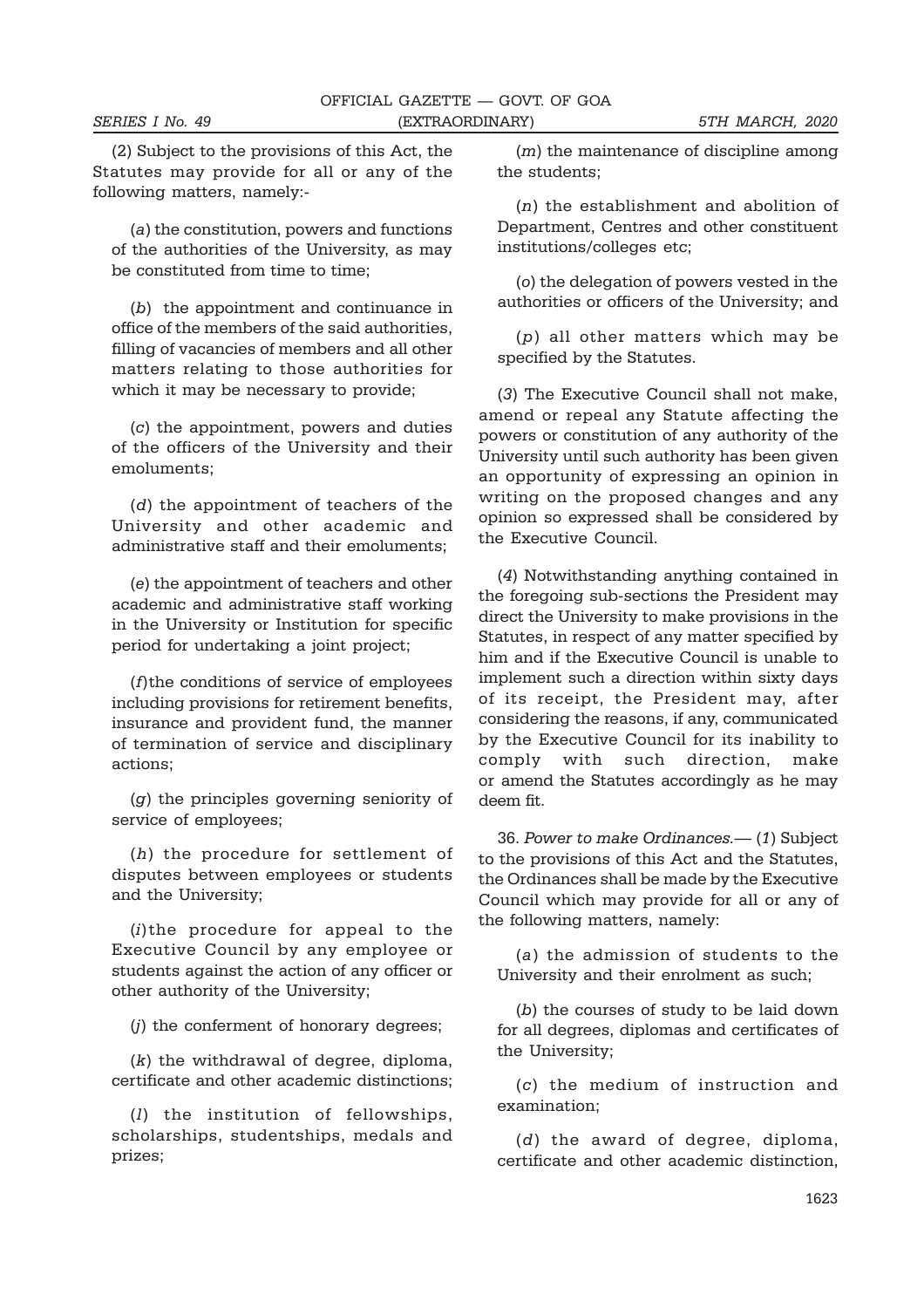(2) Subject to the provisions of this Act, the Statutes may provide for all or any of the following matters, namely:-

(*a*) the constitution, powers and functions of the authorities of the University, as may be constituted from time to time;

(*b*) the appointment and continuance in office of the members of the said authorities, filling of vacancies of members and all other matters relating to those authorities for which it may be necessary to provide;

(*c*) the appointment, powers and duties of the officers of the University and their emoluments;

(*d*) the appointment of teachers of the University and other academic and administrative staff and their emoluments;

(*e*) the appointment of teachers and other academic and administrative staff working in the University or Institution for specific period for undertaking a joint project;

(*f*)the conditions of service of employees including provisions for retirement benefits, insurance and provident fund, the manner of termination of service and disciplinary actions;

(*g*) the principles governing seniority of service of employees;

(*h*) the procedure for settlement of disputes between employees or students and the University;

(*i*)the procedure for appeal to the Executive Council by any employee or students against the action of any officer or other authority of the University;

(*j*) the conferment of honorary degrees;

(*k*) the withdrawal of degree, diploma, certificate and other academic distinctions;

(*l*) the institution of fellowships, scholarships, studentships, medals and prizes;

(*m*) the maintenance of discipline among the students;

(*n*) the establishment and abolition of Department, Centres and other constituent institutions/colleges etc;

(*o*) the delegation of powers vested in the authorities or officers of the University; and

(*p*) all other matters which may be specified by the Statutes.

(*3*) The Executive Council shall not make, amend or repeal any Statute affecting the powers or constitution of any authority of the University until such authority has been given an opportunity of expressing an opinion in writing on the proposed changes and any opinion so expressed shall be considered by the Executive Council.

(*4*) Notwithstanding anything contained in the foregoing sub-sections the President may direct the University to make provisions in the Statutes, in respect of any matter specified by him and if the Executive Council is unable to implement such a direction within sixty days of its receipt, the President may, after considering the reasons, if any, communicated by the Executive Council for its inability to comply with such direction, make or amend the Statutes accordingly as he may deem fit.

36. *Power to make Ordinances.*— (*1*) Subject to the provisions of this Act and the Statutes, the Ordinances shall be made by the Executive Council which may provide for all or any of the following matters, namely:

(*a*) the admission of students to the University and their enrolment as such;

(*b*) the courses of study to be laid down for all degrees, diplomas and certificates of the University;

(*c*) the medium of instruction and examination;

(*d*) the award of degree, diploma, certificate and other academic distinction,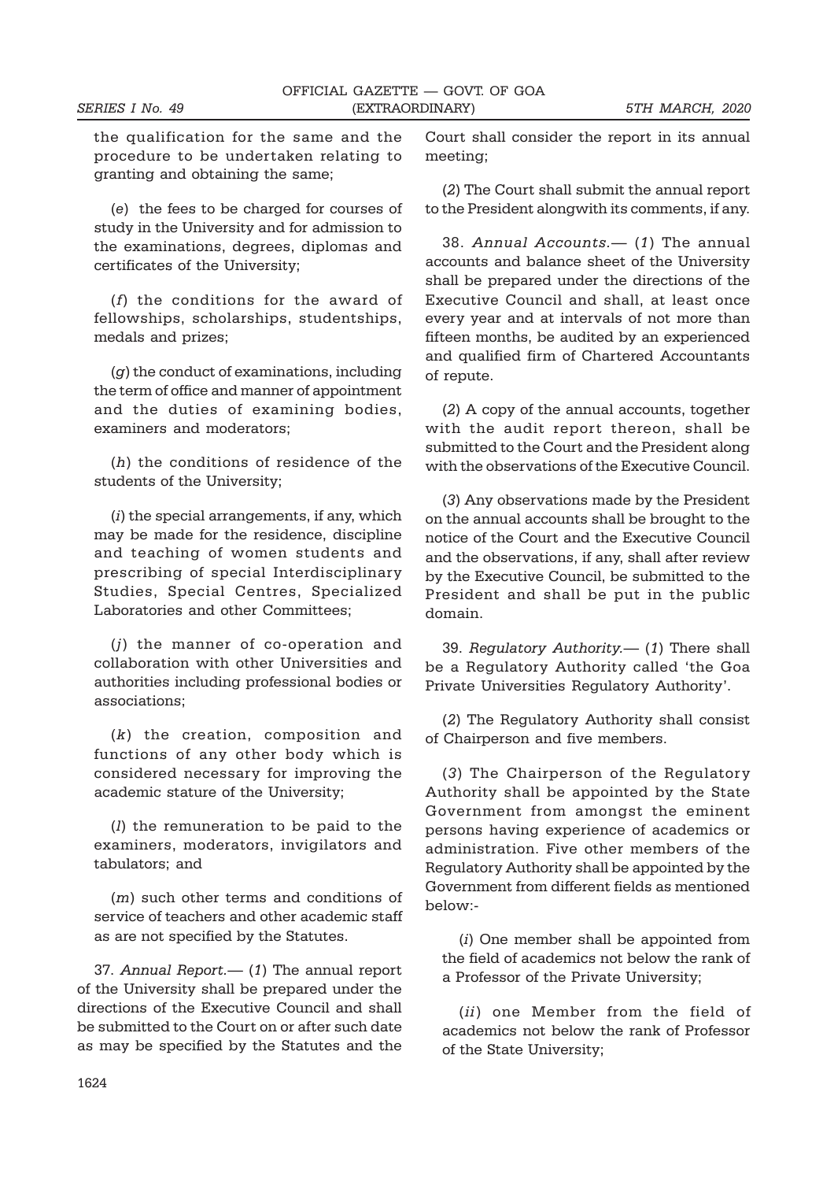the qualification for the same and the procedure to be undertaken relating to granting and obtaining the same;

(*e*) the fees to be charged for courses of study in the University and for admission to the examinations, degrees, diplomas and certificates of the University;

(*f*) the conditions for the award of fellowships, scholarships, studentships, medals and prizes;

(*g*) the conduct of examinations, including the term of office and manner of appointment and the duties of examining bodies, examiners and moderators;

(*h*) the conditions of residence of the students of the University;

(*i*) the special arrangements, if any, which may be made for the residence, discipline and teaching of women students and prescribing of special Interdisciplinary Studies, Special Centres, Specialized Laboratories and other Committees;

(*j*) the manner of co-operation and collaboration with other Universities and authorities including professional bodies or associations;

(*k*) the creation, composition and functions of any other body which is considered necessary for improving the academic stature of the University;

(*l*) the remuneration to be paid to the examiners, moderators, invigilators and tabulators; and

(*m*) such other terms and conditions of service of teachers and other academic staff as are not specified by the Statutes.

37. *Annual Report.*— (*1*) The annual report of the University shall be prepared under the directions of the Executive Council and shall be submitted to the Court on or after such date as may be specified by the Statutes and the Court shall consider the report in its annual meeting;

(*2*) The Court shall submit the annual report to the President alongwith its comments, if any.

38. *Annual Accounts.*— (*1*) The annual accounts and balance sheet of the University shall be prepared under the directions of the Executive Council and shall, at least once every year and at intervals of not more than fifteen months, be audited by an experienced and qualified firm of Chartered Accountants of repute.

(*2*) A copy of the annual accounts, together with the audit report thereon, shall be submitted to the Court and the President along with the observations of the Executive Council.

(*3*) Any observations made by the President on the annual accounts shall be brought to the notice of the Court and the Executive Council and the observations, if any, shall after review by the Executive Council, be submitted to the President and shall be put in the public domain.

39. *Regulatory Authority.*— (*1*) There shall be a Regulatory Authority called 'the Goa Private Universities Regulatory Authority'.

(*2*) The Regulatory Authority shall consist of Chairperson and five members.

(*3*) The Chairperson of the Regulatory Authority shall be appointed by the State Government from amongst the eminent persons having experience of academics or administration. Five other members of the Regulatory Authority shall be appointed by the Government from different fields as mentioned below:-

(*i*) One member shall be appointed from the field of academics not below the rank of a Professor of the Private University;

(*ii*) one Member from the field of academics not below the rank of Professor of the State University;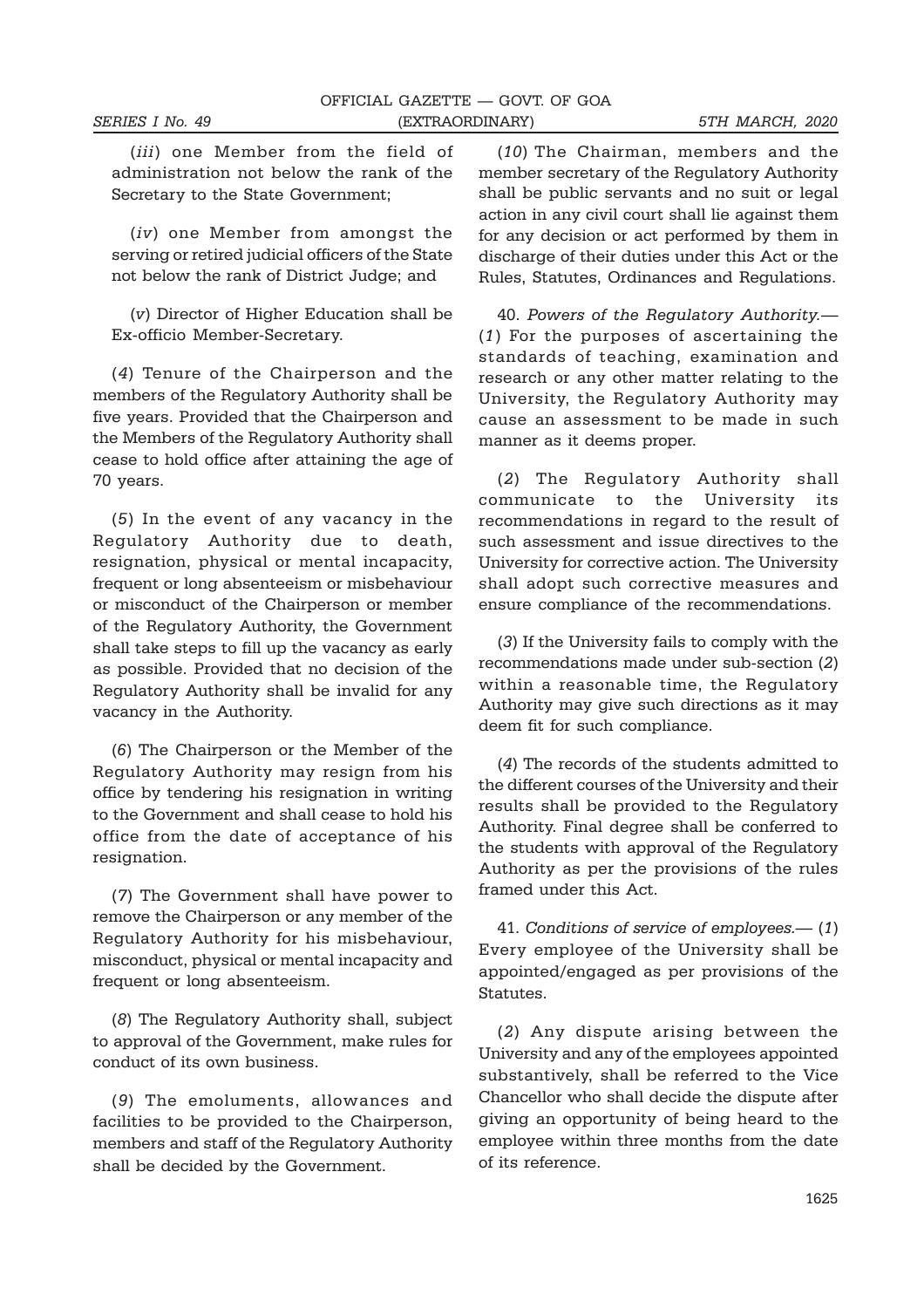(*iii*) one Member from the field of administration not below the rank of the Secretary to the State Government;

(*iv*) one Member from amongst the serving or retired judicial officers of the State not below the rank of District Judge; and

(*v*) Director of Higher Education shall be Ex-officio Member-Secretary.

(*4*) Tenure of the Chairperson and the members of the Regulatory Authority shall be five years. Provided that the Chairperson and the Members of the Regulatory Authority shall cease to hold office after attaining the age of 70 years.

(*5*) In the event of any vacancy in the Regulatory Authority due to death, resignation, physical or mental incapacity, frequent or long absenteeism or misbehaviour or misconduct of the Chairperson or member of the Regulatory Authority, the Government shall take steps to fill up the vacancy as early as possible. Provided that no decision of the Regulatory Authority shall be invalid for any vacancy in the Authority.

(*6*) The Chairperson or the Member of the Regulatory Authority may resign from his office by tendering his resignation in writing to the Government and shall cease to hold his office from the date of acceptance of his resignation.

(*7*) The Government shall have power to remove the Chairperson or any member of the Regulatory Authority for his misbehaviour, misconduct, physical or mental incapacity and frequent or long absenteeism.

(*8*) The Regulatory Authority shall, subject to approval of the Government, make rules for conduct of its own business.

(*9*) The emoluments, allowances and facilities to be provided to the Chairperson, members and staff of the Regulatory Authority shall be decided by the Government.

(*10*) The Chairman, members and the member secretary of the Regulatory Authority shall be public servants and no suit or legal action in any civil court shall lie against them for any decision or act performed by them in discharge of their duties under this Act or the Rules, Statutes, Ordinances and Regulations.

40. *Powers of the Regulatory Authority.*— (*1*) For the purposes of ascertaining the standards of teaching, examination and research or any other matter relating to the University, the Regulatory Authority may cause an assessment to be made in such manner as it deems proper.

(*2*) The Regulatory Authority shall communicate to the University its recommendations in regard to the result of such assessment and issue directives to the University for corrective action. The University shall adopt such corrective measures and ensure compliance of the recommendations.

(*3*) If the University fails to comply with the recommendations made under sub-section (*2*) within a reasonable time, the Regulatory Authority may give such directions as it may deem fit for such compliance.

(*4*) The records of the students admitted to the different courses of the University and their results shall be provided to the Regulatory Authority. Final degree shall be conferred to the students with approval of the Regulatory Authority as per the provisions of the rules framed under this Act.

41. *Conditions of service of employees.*— (*1*) Every employee of the University shall be appointed/engaged as per provisions of the Statutes.

(*2*) Any dispute arising between the University and any of the employees appointed substantively, shall be referred to the Vice Chancellor who shall decide the dispute after giving an opportunity of being heard to the employee within three months from the date of its reference.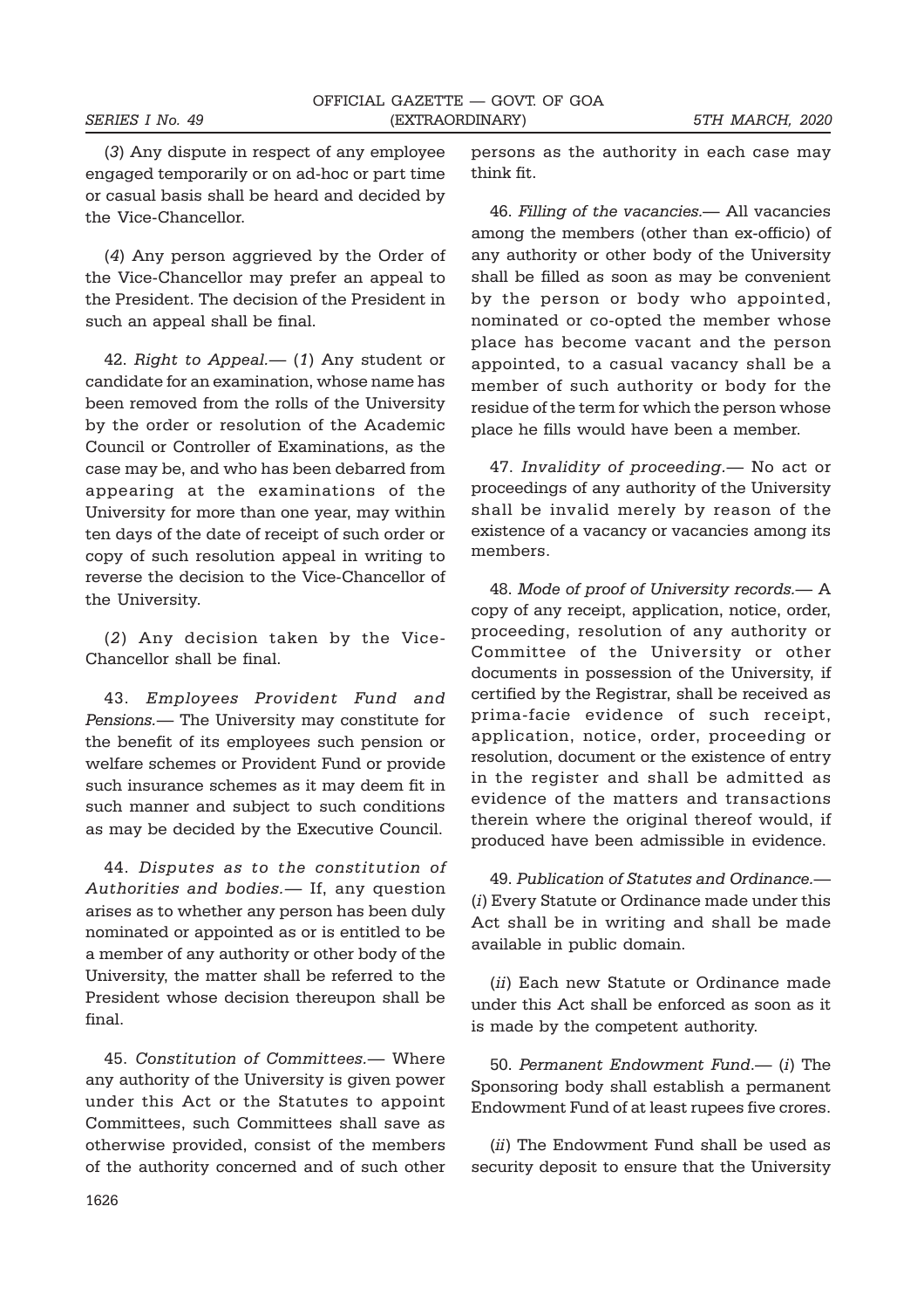(*3*) Any dispute in respect of any employee engaged temporarily or on ad-hoc or part time or casual basis shall be heard and decided by the Vice-Chancellor.

(*4*) Any person aggrieved by the Order of the Vice-Chancellor may prefer an appeal to the President. The decision of the President in such an appeal shall be final.

42. *Right to Appeal.*— (*1*) Any student or candidate for an examination, whose name has been removed from the rolls of the University by the order or resolution of the Academic Council or Controller of Examinations, as the case may be, and who has been debarred from appearing at the examinations of the University for more than one year, may within ten days of the date of receipt of such order or copy of such resolution appeal in writing to reverse the decision to the Vice-Chancellor of the University.

(*2*) Any decision taken by the Vice-Chancellor shall be final.

43. *Employees Provident Fund and Pensions.*— The University may constitute for the benefit of its employees such pension or welfare schemes or Provident Fund or provide such insurance schemes as it may deem fit in such manner and subject to such conditions as may be decided by the Executive Council.

44. *Disputes as to the constitution of Authorities and bodies.*— If, any question arises as to whether any person has been duly nominated or appointed as or is entitled to be a member of any authority or other body of the University, the matter shall be referred to the President whose decision thereupon shall be final.

45. *Constitution of Committees.*— Where any authority of the University is given power under this Act or the Statutes to appoint Committees, such Committees shall save as otherwise provided, consist of the members of the authority concerned and of such other persons as the authority in each case may think fit.

46. *Filling of the vacancies.*— All vacancies among the members (other than ex-officio) of any authority or other body of the University shall be filled as soon as may be convenient by the person or body who appointed, nominated or co-opted the member whose place has become vacant and the person appointed, to a casual vacancy shall be a member of such authority or body for the residue of the term for which the person whose place he fills would have been a member.

47. *Invalidity of proceeding.*— No act or proceedings of any authority of the University shall be invalid merely by reason of the existence of a vacancy or vacancies among its members.

48. *Mode of proof of University records.*— A copy of any receipt, application, notice, order, proceeding, resolution of any authority or Committee of the University or other documents in possession of the University, if certified by the Registrar, shall be received as prima-facie evidence of such receipt, application, notice, order, proceeding or resolution, document or the existence of entry in the register and shall be admitted as evidence of the matters and transactions therein where the original thereof would, if produced have been admissible in evidence.

49. *Publication of Statutes and Ordinance.*— (*i*) Every Statute or Ordinance made under this Act shall be in writing and shall be made available in public domain.

(*ii*) Each new Statute or Ordinance made under this Act shall be enforced as soon as it is made by the competent authority.

50. *Permanent Endowment Fund.*— (*i*) The Sponsoring body shall establish a permanent Endowment Fund of at least rupees five crores.

(*ii*) The Endowment Fund shall be used as security deposit to ensure that the University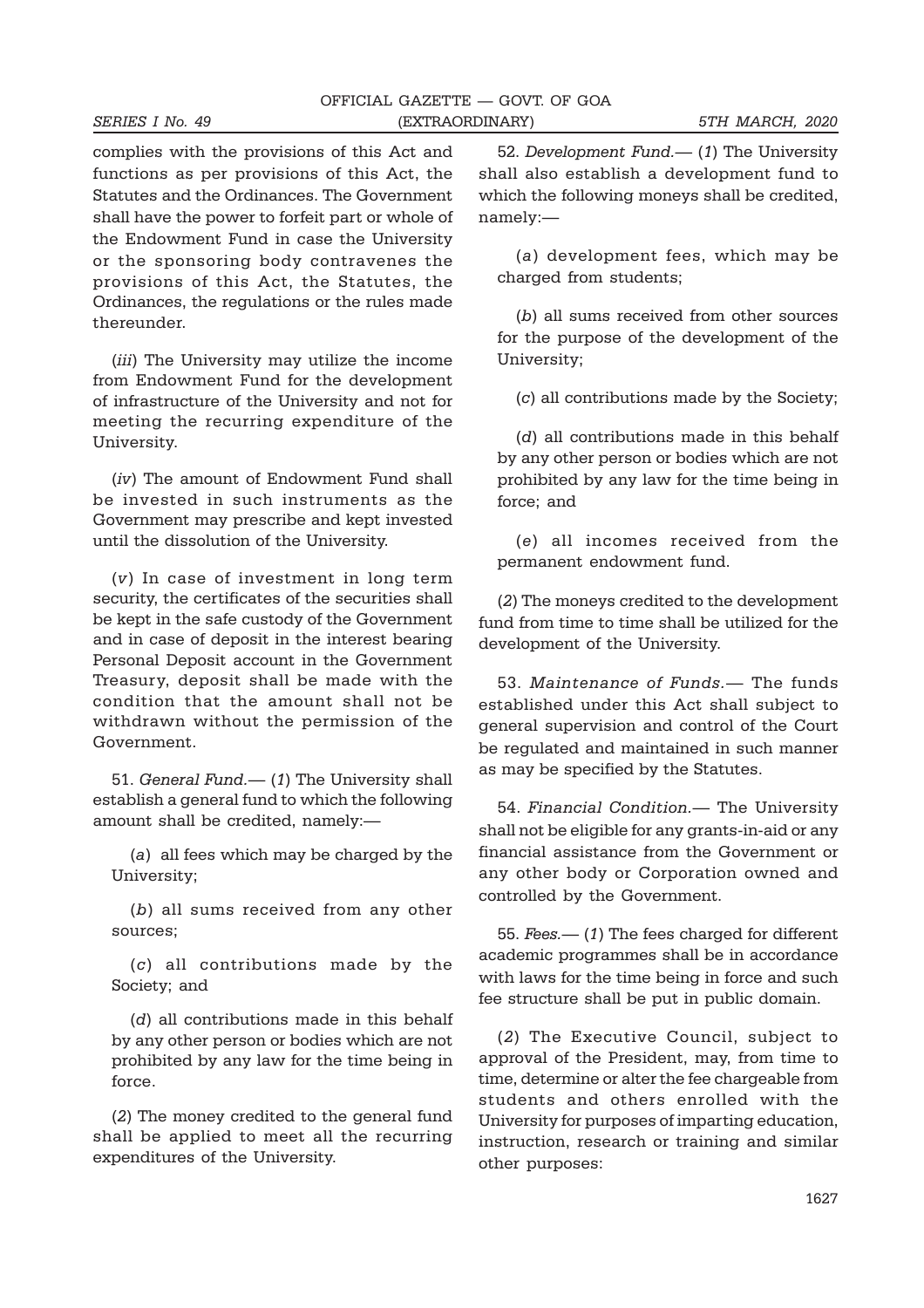complies with the provisions of this Act and functions as per provisions of this Act, the Statutes and the Ordinances. The Government shall have the power to forfeit part or whole of the Endowment Fund in case the University or the sponsoring body contravenes the provisions of this Act, the Statutes, the Ordinances, the regulations or the rules made thereunder.

(*iii*) The University may utilize the income from Endowment Fund for the development of infrastructure of the University and not for meeting the recurring expenditure of the University.

(*iv*) The amount of Endowment Fund shall be invested in such instruments as the Government may prescribe and kept invested until the dissolution of the University.

(*v*) In case of investment in long term security, the certificates of the securities shall be kept in the safe custody of the Government and in case of deposit in the interest bearing Personal Deposit account in the Government Treasury, deposit shall be made with the condition that the amount shall not be withdrawn without the permission of the Government.

51. *General Fund.*— (*1*) The University shall establish a general fund to which the following amount shall be credited, namely:—

(*a*) all fees which may be charged by the University;

(*b*) all sums received from any other sources;

(*c*) all contributions made by the Society; and

(*d*) all contributions made in this behalf by any other person or bodies which are not prohibited by any law for the time being in force.

(*2*) The money credited to the general fund shall be applied to meet all the recurring expenditures of the University.

52. *Development Fund.*— (*1*) The University shall also establish a development fund to which the following moneys shall be credited, namely:—

(*a*) development fees, which may be charged from students;

(*b*) all sums received from other sources for the purpose of the development of the University;

(*c*) all contributions made by the Society;

(*d*) all contributions made in this behalf by any other person or bodies which are not prohibited by any law for the time being in force; and

(*e*) all incomes received from the permanent endowment fund.

(*2*) The moneys credited to the development fund from time to time shall be utilized for the development of the University.

53. *Maintenance of Funds.*— The funds established under this Act shall subject to general supervision and control of the Court be regulated and maintained in such manner as may be specified by the Statutes.

54. *Financial Condition.*— The University shall not be eligible for any grants-in-aid or any financial assistance from the Government or any other body or Corporation owned and controlled by the Government.

55. *Fees.*— (*1*) The fees charged for different academic programmes shall be in accordance with laws for the time being in force and such fee structure shall be put in public domain.

(*2*) The Executive Council, subject to approval of the President, may, from time to time, determine or alter the fee chargeable from students and others enrolled with the University for purposes of imparting education, instruction, research or training and similar other purposes: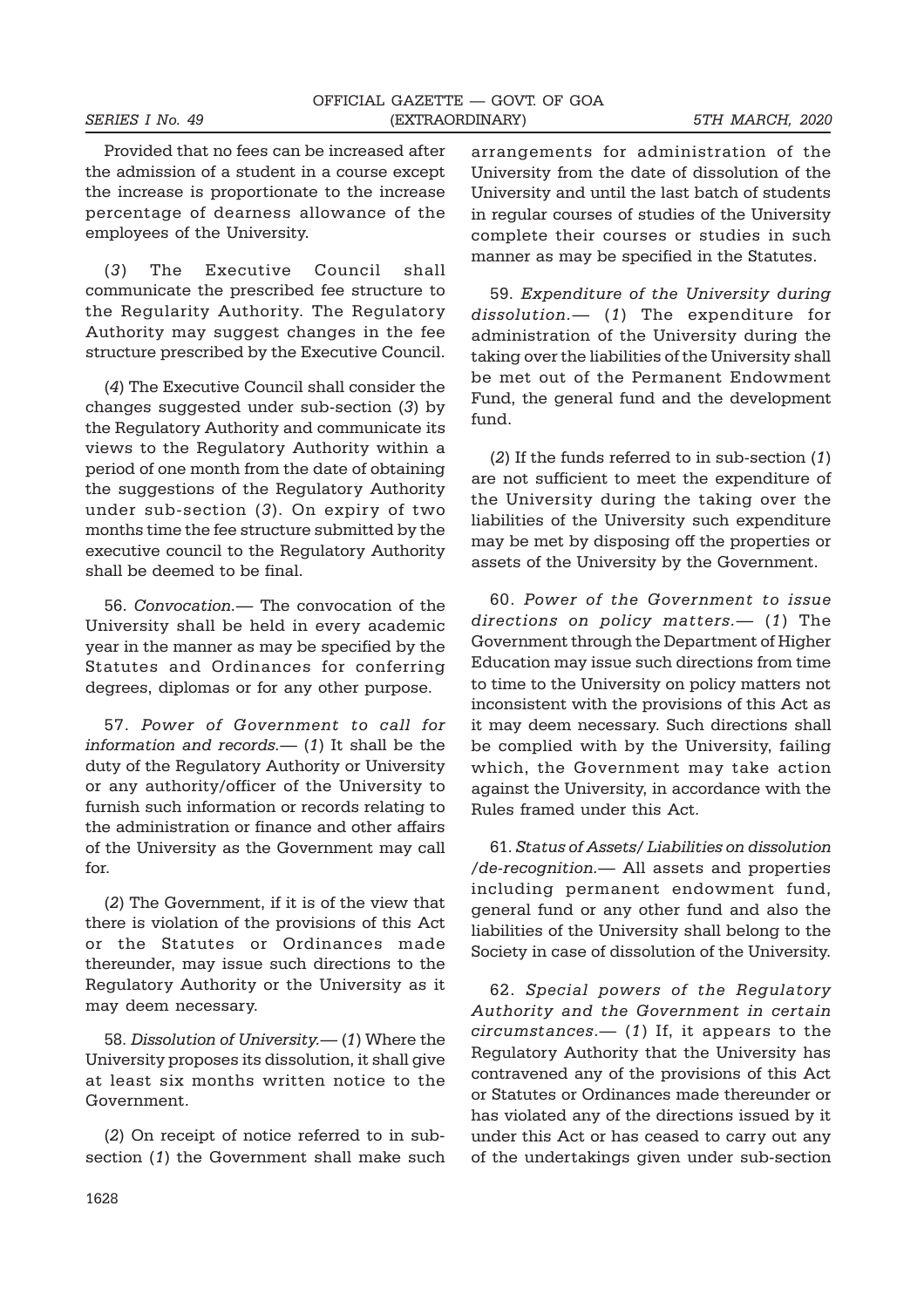Provided that no fees can be increased after the admission of a student in a course except the increase is proportionate to the increase percentage of dearness allowance of the employees of the University.

(*3*) The Executive Council shall communicate the prescribed fee structure to the Regularity Authority. The Regulatory Authority may suggest changes in the fee structure prescribed by the Executive Council.

(*4*) The Executive Council shall consider the changes suggested under sub-section (*3*) by the Regulatory Authority and communicate its views to the Regulatory Authority within a period of one month from the date of obtaining the suggestions of the Regulatory Authority under sub-section (*3*). On expiry of two months time the fee structure submitted by the executive council to the Regulatory Authority shall be deemed to be final.

56. *Convocation.*— The convocation of the University shall be held in every academic year in the manner as may be specified by the Statutes and Ordinances for conferring degrees, diplomas or for any other purpose.

57. *Power of Government to call for information and records.*— (*1*) It shall be the duty of the Regulatory Authority or University or any authority/officer of the University to furnish such information or records relating to the administration or finance and other affairs of the University as the Government may call for.

(*2*) The Government, if it is of the view that there is violation of the provisions of this Act or the Statutes or Ordinances made thereunder, may issue such directions to the Regulatory Authority or the University as it may deem necessary.

58. *Dissolution of University.*— (*1*) Where the University proposes its dissolution, it shall give at least six months written notice to the Government.

(*2*) On receipt of notice referred to in sub-section (*1*) the Government shall make such arrangements for administration of the University from the date of dissolution of the University and until the last batch of students in regular courses of studies of the University complete their courses or studies in such manner as may be specified in the Statutes.

59. *Expenditure of the University during dissolution.*— (*1*) The expenditure for administration of the University during the taking over the liabilities of the University shall be met out of the Permanent Endowment Fund, the general fund and the development fund.

(*2*) If the funds referred to in sub-section (*1*) are not sufficient to meet the expenditure of the University during the taking over the liabilities of the University such expenditure may be met by disposing off the properties or assets of the University by the Government.

60. *Power of the Government to issue directions on policy matters.*— (*1*) The Government through the Department of Higher Education may issue such directions from time to time to the University on policy matters not inconsistent with the provisions of this Act as it may deem necessary. Such directions shall be complied with by the University, failing which, the Government may take action against the University, in accordance with the Rules framed under this Act.

61. *Status of Assets/ Liabilities on dissolution /de-recognition.*— All assets and properties including permanent endowment fund, general fund or any other fund and also the liabilities of the University shall belong to the Society in case of dissolution of the University.

62. *Special powers of the Regulatory Authority and the Government in certain circumstances.*— (*1*) If, it appears to the Regulatory Authority that the University has contravened any of the provisions of this Act or Statutes or Ordinances made thereunder or has violated any of the directions issued by it under this Act or has ceased to carry out any of the undertakings given under sub-section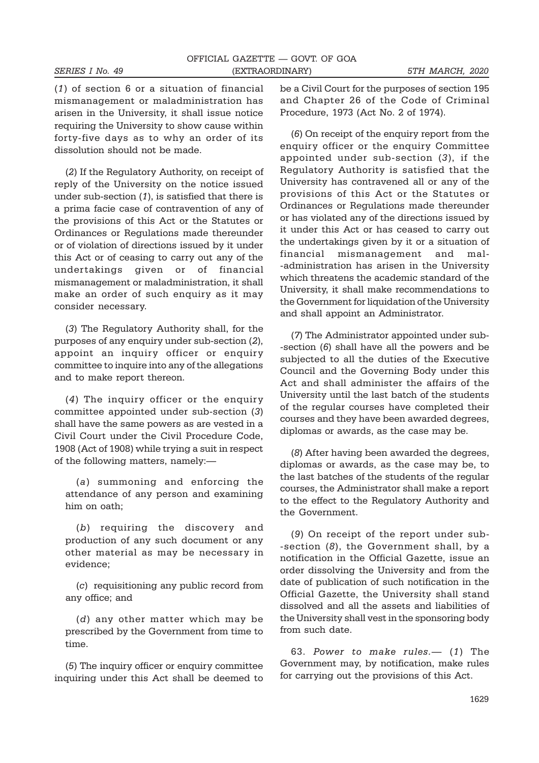(*1*) of section 6 or a situation of financial mismanagement or maladministration has arisen in the University, it shall issue notice requiring the University to show cause within forty-five days as to why an order of its dissolution should not be made.

(*2*) If the Regulatory Authority, on receipt of reply of the University on the notice issued under sub-section (*1*), is satisfied that there is a prima facie case of contravention of any of the provisions of this Act or the Statutes or Ordinances or Regulations made thereunder or of violation of directions issued by it under this Act or of ceasing to carry out any of the undertakings given or of financial mismanagement or maladministration, it shall make an order of such enquiry as it may consider necessary.

(*3*) The Regulatory Authority shall, for the purposes of any enquiry under sub-section (*2*), appoint an inquiry officer or enquiry committee to inquire into any of the allegations and to make report thereon.

(*4*) The inquiry officer or the enquiry committee appointed under sub-section (*3*) shall have the same powers as are vested in a Civil Court under the Civil Procedure Code, 1908 (Act of 1908) while trying a suit in respect of the following matters, namely:—

(*a*) summoning and enforcing the attendance of any person and examining him on oath;

(*b*) requiring the discovery and production of any such document or any other material as may be necessary in evidence;

(*c*) requisitioning any public record from any office; and

(*d*) any other matter which may be prescribed by the Government from time to time.

(*5*) The inquiry officer or enquiry committee inquiring under this Act shall be deemed to be a Civil Court for the purposes of section 195 and Chapter 26 of the Code of Criminal Procedure, 1973 (Act No. 2 of 1974).

(*6*) On receipt of the enquiry report from the enquiry officer or the enquiry Committee appointed under sub-section (*3*), if the Regulatory Authority is satisfied that the University has contravened all or any of the provisions of this Act or the Statutes or Ordinances or Regulations made thereunder or has violated any of the directions issued by it under this Act or has ceased to carry out the undertakings given by it or a situation of financial mismanagement and mal--administration has arisen in the University which threatens the academic standard of the University, it shall make recommendations to the Government for liquidation of the University and shall appoint an Administrator.

(*7*) The Administrator appointed under sub--section (*6*) shall have all the powers and be subjected to all the duties of the Executive Council and the Governing Body under this Act and shall administer the affairs of the University until the last batch of the students of the regular courses have completed their courses and they have been awarded degrees, diplomas or awards, as the case may be.

(*8*) After having been awarded the degrees, diplomas or awards, as the case may be, to the last batches of the students of the regular courses, the Administrator shall make a report to the effect to the Regulatory Authority and the Government.

(*9*) On receipt of the report under sub--section (*8*), the Government shall, by a notification in the Official Gazette, issue an order dissolving the University and from the date of publication of such notification in the Official Gazette, the University shall stand dissolved and all the assets and liabilities of the University shall vest in the sponsoring body from such date.

63. *Power to make rules.*— (*1*) The Government may, by notification, make rules for carrying out the provisions of this Act.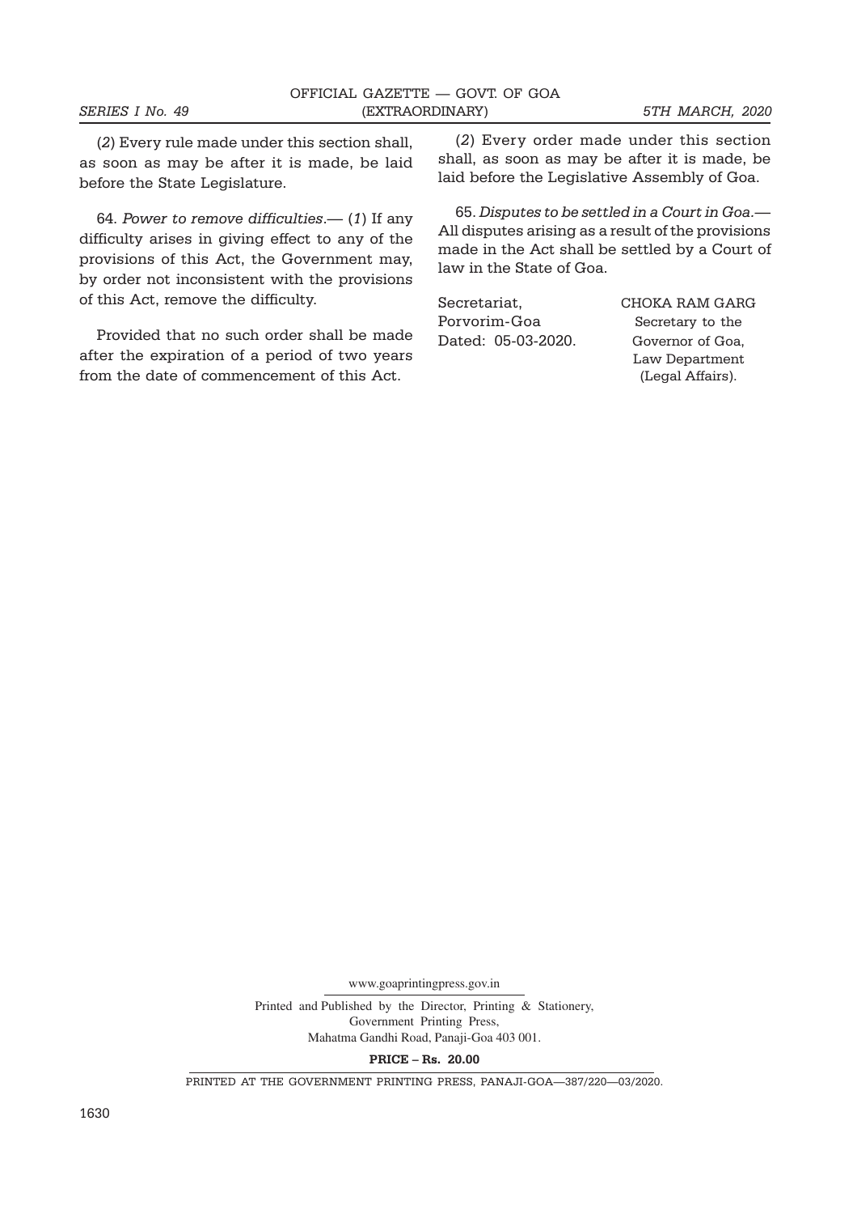(*2*) Every rule made under this section shall, as soon as may be after it is made, be laid before the State Legislature.

64. *Power to remove difficulties*.— (*1*) If any difficulty arises in giving effect to any of the provisions of this Act, the Government may, by order not inconsistent with the provisions of this Act, remove the difficulty.

Provided that no such order shall be made after the expiration of a period of two years from the date of commencement of this Act.

(*2*) Every order made under this section shall, as soon as may be after it is made, be laid before the Legislative Assembly of Goa.

65. *Disputes to be settled in a Court in Goa*.— All disputes arising as a result of the provisions made in the Act shall be settled by a Court of law in the State of Goa.

Secretariat,
Porvorim-Goa
Dated: 05-03-2020.

CHOKA RAM GARG
Secretary to the
Governor of Goa,
Law Department
(Legal Affairs).

www.goaprintingpress.gov.in

Printed and Published by the Director, Printing & Stationery,
Government Printing Press,
Mahatma Gandhi Road, Panaji-Goa 403 001.

**PRICE – Rs. 20.00**

PRINTED AT THE GOVERNMENT PRINTING PRESS, PANAJI-GOA—387/220—03/2020.